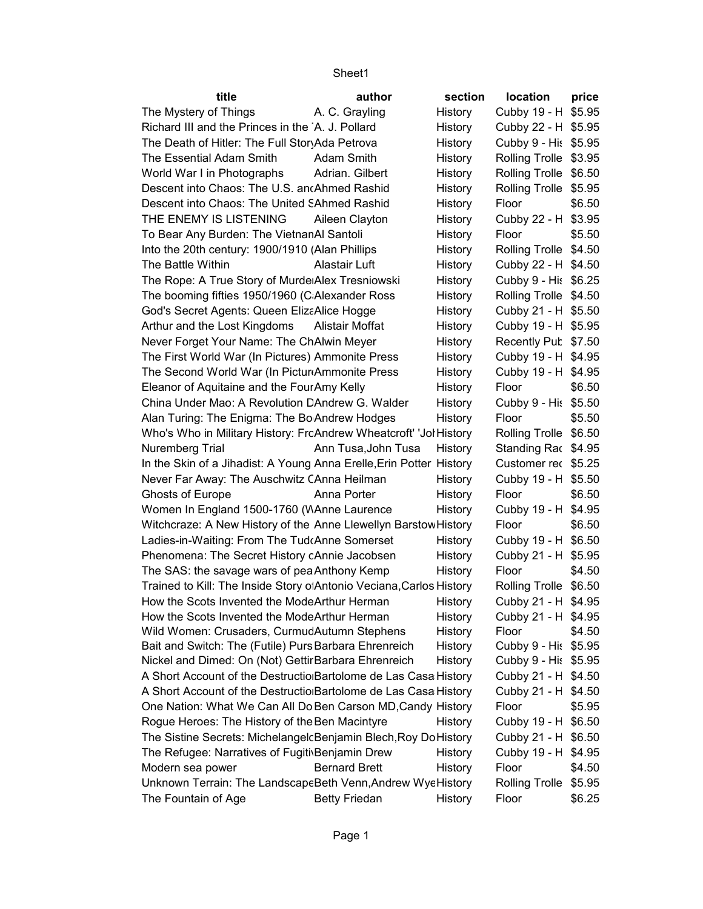# Sheet1

| title | author | section | location | price |
|---|---|---|---|---|
| The Mystery of Things | A. C. Grayling | History | Cubby 19 - H | $5.95 |
| Richard III and the Princes in the ˈ | A. J. Pollard | History | Cubby 22 - H | $5.95 |
| The Death of Hitler: The Full Story | Ada Petrova | History | Cubby 9 - His | $5.95 |
| The Essential Adam Smith | Adam Smith | History | Rolling Trolle | $3.95 |
| World War I in Photographs | Adrian. Gilbert | History | Rolling Trolle | $6.50 |
| Descent into Chaos: The U.S. and | Ahmed Rashid | History | Rolling Trolle | $5.95 |
| Descent into Chaos: The United S | Ahmed Rashid | History | Floor | $6.50 |
| THE ENEMY IS LISTENING | Aileen Clayton | History | Cubby 22 - H | $3.95 |
| To Bear Any Burden: The Vietnam | Al Santoli | History | Floor | $5.50 |
| Into the 20th century: 1900/1910 ( | Alan Phillips | History | Rolling Trolle | $4.50 |
| The Battle Within | Alastair Luft | History | Cubby 22 - H | $4.50 |
| The Rope: A True Story of Murder | Alex Tresniowski | History | Cubby 9 - His | $6.25 |
| The booming fifties 1950/1960 (C | Alexander Ross | History | Rolling Trolle | $4.50 |
| God's Secret Agents: Queen Eliza | Alice Hogge | History | Cubby 21 - H | $5.50 |
| Arthur and the Lost Kingdoms | Alistair Moffat | History | Cubby 19 - H | $5.95 |
| Never Forget Your Name: The Ch | Alwin Meyer | History | Recently Pub | $7.50 |
| The First World War (In Pictures) | Ammonite Press | History | Cubby 19 - H | $4.95 |
| The Second World War (In Picture | Ammonite Press | History | Cubby 19 - H | $4.95 |
| Eleanor of Aquitaine and the Four | Amy Kelly | History | Floor | $6.50 |
| China Under Mao: A Revolution D | Andrew G. Walder | History | Cubby 9 - His | $5.50 |
| Alan Turing: The Enigma: The Bo | Andrew Hodges | History | Floor | $5.50 |
| Who's Who in Military History: Fro | Andrew Wheatcroft' 'Joh | History | Rolling Trolle | $6.50 |
| Nuremberg Trial | Ann Tusa,John Tusa | History | Standing Rac | $4.95 |
| In the Skin of a Jihadist: A Young | Anna Erelle,Erin Potter | History | Customer rec | $5.25 |
| Never Far Away: The Auschwitz C | Anna Heilman | History | Cubby 19 - H | $5.50 |
| Ghosts of Europe | Anna Porter | History | Floor | $6.50 |
| Women In England 1500-1760 (W | Anne Laurence | History | Cubby 19 - H | $4.95 |
| Witchcraze: A New History of the | Anne Llewellyn Barstow | History | Floor | $6.50 |
| Ladies-in-Waiting: From The Tudo | Anne Somerset | History | Cubby 19 - H | $6.50 |
| Phenomena: The Secret History o | Annie Jacobsen | History | Cubby 21 - H | $5.95 |
| The SAS: the savage wars of pea | Anthony Kemp | History | Floor | $4.50 |
| Trained to Kill: The Inside Story of | Antonio Veciana,Carlos | History | Rolling Trolle | $6.50 |
| How the Scots Invented the Mode | Arthur Herman | History | Cubby 21 - H | $4.95 |
| How the Scots Invented the Mode | Arthur Herman | History | Cubby 21 - H | $4.95 |
| Wild Women: Crusaders, Curmud | Autumn Stephens | History | Floor | $4.50 |
| Bait and Switch: The (Futile) Purs | Barbara Ehrenreich | History | Cubby 9 - His | $5.95 |
| Nickel and Dimed: On (Not) Gettir | Barbara Ehrenreich | History | Cubby 9 - His | $5.95 |
| A Short Account of the Destructio | Bartolome de Las Casa | History | Cubby 21 - H | $4.50 |
| A Short Account of the Destructio | Bartolome de Las Casa | History | Cubby 21 - H | $4.50 |
| One Nation: What We Can All Do | Ben Carson MD,Candy | History | Floor | $5.95 |
| Rogue Heroes: The History of the | Ben Macintyre | History | Cubby 19 - H | $6.50 |
| The Sistine Secrets: Michelangelo | Benjamin Blech,Roy Do | History | Cubby 21 - H | $6.50 |
| The Refugee: Narratives of Fugiti | Benjamin Drew | History | Cubby 19 - H | $4.95 |
| Modern sea power | Bernard Brett | History | Floor | $4.50 |
| Unknown Terrain: The Landscape | Beth Venn,Andrew Wye | History | Rolling Trolle | $5.95 |
| The Fountain of Age | Betty Friedan | History | Floor | $6.25 |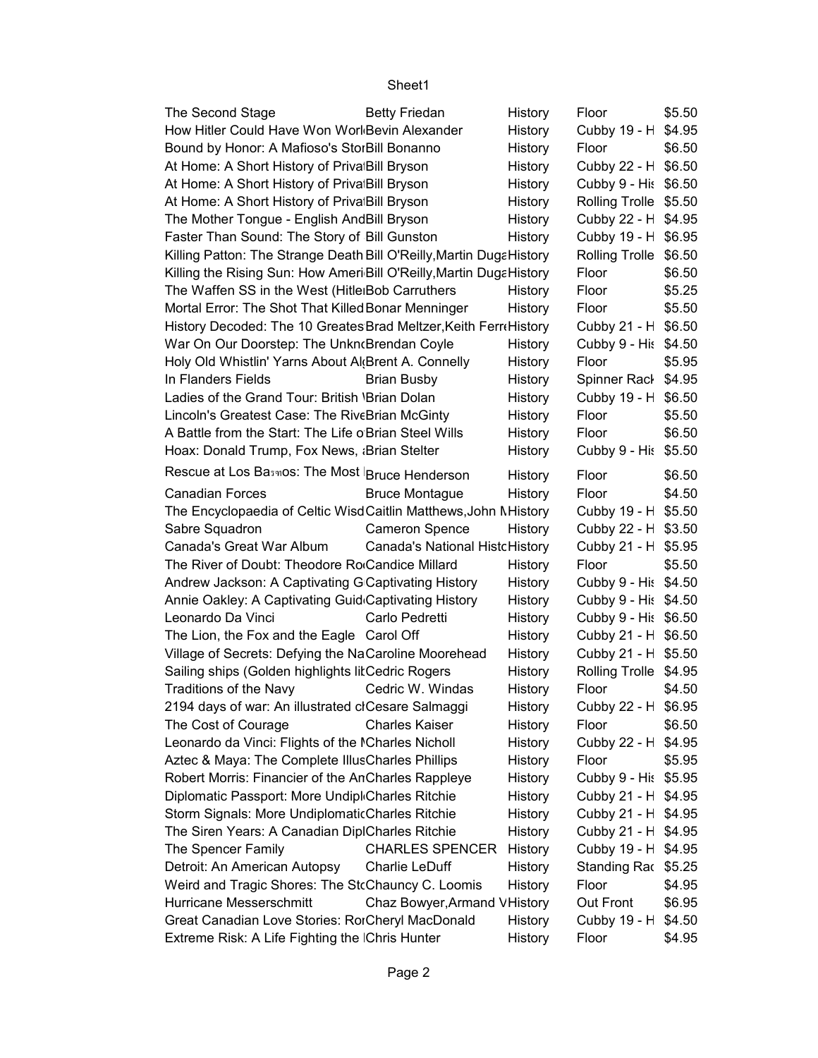| The Second Stage | Betty Friedan | History | Floor | $5.50 |
|---|---|---|---|---|
| How Hitler Could Have Won Worl | Bevin Alexander | History | Cubby 19 - H | $4.95 |
| Bound by Honor: A Mafioso's Stor | Bill Bonanno | History | Floor | $6.50 |
| At Home: A Short History of Priva | Bill Bryson | History | Cubby 22 - H | $6.50 |
| At Home: A Short History of Priva | Bill Bryson | History | Cubby 9 - His | $6.50 |
| At Home: A Short History of Priva | Bill Bryson | History | Rolling Trolle | $5.50 |
| The Mother Tongue - English And | Bill Bryson | History | Cubby 22 - H | $4.95 |
| Faster Than Sound: The Story of | Bill Gunston | History | Cubby 19 - H | $6.95 |
| Killing Patton: The Strange Death | Bill O'Reilly,Martin Duga | History | Rolling Trolle | $6.50 |
| Killing the Rising Sun: How Ameri | Bill O'Reilly,Martin Duga | History | Floor | $6.50 |
| The Waffen SS in the West (Hitle | Bob Carruthers | History | Floor | $5.25 |
| Mortal Error: The Shot That Killed | Bonar Menninger | History | Floor | $5.50 |
| History Decoded: The 10 Greates | Brad Meltzer,Keith Ferr | History | Cubby 21 - H | $6.50 |
| War On Our Doorstep: The Unkn | Brendan Coyle | History | Cubby 9 - His | $4.50 |
| Holy Old Whistlin' Yarns About Al | Brent A. Connelly | History | Floor | $5.95 |
| In Flanders Fields | Brian Busby | History | Spinner Rack | $4.95 |
| Ladies of the Grand Tour: British | Brian Dolan | History | Cubby 19 - H | $6.50 |
| Lincoln's Greatest Case: The Rive | Brian McGinty | History | Floor | $5.50 |
| A Battle from the Start: The Life o | Brian Steel Wills | History | Floor | $6.50 |
| Hoax: Donald Trump, Fox News, | Brian Stelter | History | Cubby 9 - His | $5.50 |
| Rescue at Los Ba??os: The Most | Bruce Henderson | History | Floor | $6.50 |
| Canadian Forces | Bruce Montague | History | Floor | $4.50 |
| The Encyclopaedia of Celtic Wisd | Caitlin Matthews,John M | History | Cubby 19 - H | $5.50 |
| Sabre Squadron | Cameron Spence | History | Cubby 22 - H | $3.50 |
| Canada's Great War Album | Canada's National Histo | History | Cubby 21 - H | $5.95 |
| The River of Doubt: Theodore Ro | Candice Millard | History | Floor | $5.50 |
| Andrew Jackson: A Captivating G | Captivating History | History | Cubby 9 - His | $4.50 |
| Annie Oakley: A Captivating Guid | Captivating History | History | Cubby 9 - His | $4.50 |
| Leonardo Da Vinci | Carlo Pedretti | History | Cubby 9 - His | $6.50 |
| The Lion, the Fox and the Eagle | Carol Off | History | Cubby 21 - H | $6.50 |
| Village of Secrets: Defying the Na | Caroline Moorehead | History | Cubby 21 - H | $5.50 |
| Sailing ships (Golden highlights lit | Cedric Rogers | History | Rolling Trolle | $4.95 |
| Traditions of the Navy | Cedric W. Windas | History | Floor | $4.50 |
| 2194 days of war: An illustrated c | Cesare Salmaggi | History | Cubby 22 - H | $6.95 |
| The Cost of Courage | Charles Kaiser | History | Floor | $6.50 |
| Leonardo da Vinci: Flights of the | Charles Nicholl | History | Cubby 22 - H | $4.95 |
| Aztec & Maya: The Complete Illus | Charles Phillips | History | Floor | $5.95 |
| Robert Morris: Financier of the An | Charles Rappleye | History | Cubby 9 - His | $5.95 |
| Diplomatic Passport: More Undipl | Charles Ritchie | History | Cubby 21 - H | $4.95 |
| Storm Signals: More Undiplomatic | Charles Ritchie | History | Cubby 21 - H | $4.95 |
| The Siren Years: A Canadian Dipl | Charles Ritchie | History | Cubby 21 - H | $4.95 |
| The Spencer Family | CHARLES SPENCER | History | Cubby 19 - H | $4.95 |
| Detroit: An American Autopsy | Charlie LeDuff | History | Standing Rac | $5.25 |
| Weird and Tragic Shores: The St | Chauncy C. Loomis | History | Floor | $4.95 |
| Hurricane Messerschmitt | Chaz Bowyer,Armand V | History | Out Front | $6.95 |
| Great Canadian Love Stories: Ro | Cheryl MacDonald | History | Cubby 19 - H | $4.50 |
| Extreme Risk: A Life Fighting the | Chris Hunter | History | Floor | $4.95 |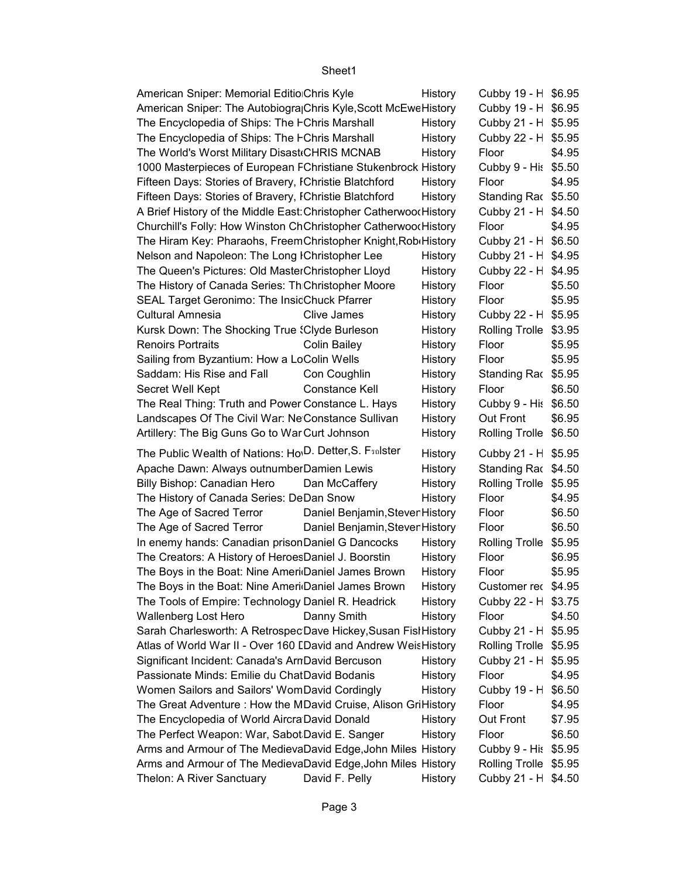| | | | | |
|---|---|---|---|---|
| American Sniper: Memorial Editio | Chris Kyle | History | Cubby 19 - H | $6.95 |
| American Sniper: The Autobiogra | Chris Kyle,Scott McEwe | History | Cubby 19 - H | $6.95 |
| The Encyclopedia of Ships: The H | Chris Marshall | History | Cubby 21 - H | $5.95 |
| The Encyclopedia of Ships: The H | Chris Marshall | History | Cubby 22 - H | $5.95 |
| The World's Worst Military Disast | CHRIS MCNAB | History | Floor | $4.95 |
| 1000 Masterpieces of European F | Christiane Stukenbrock | History | Cubby 9 - His | $5.50 |
| Fifteen Days: Stories of Bravery, I | Christie Blatchford | History | Floor | $4.95 |
| Fifteen Days: Stories of Bravery, I | Christie Blatchford | History | Standing Rac | $5.50 |
| A Brief History of the Middle East: | Christopher Catherwoo | History | Cubby 21 - H | $4.50 |
| Churchill's Folly: How Winston Ch | Christopher Catherwoo | History | Floor | $4.95 |
| The Hiram Key: Pharaohs, Freem | Christopher Knight,Rob | History | Cubby 21 - H | $6.50 |
| Nelson and Napoleon: The Long I | Christopher Lee | History | Cubby 21 - H | $4.95 |
| The Queen's Pictures: Old Master | Christopher Lloyd | History | Cubby 22 - H | $4.95 |
| The History of Canada Series: Th | Christopher Moore | History | Floor | $5.50 |
| SEAL Target Geronimo: The Insic | Chuck Pfarrer | History | Floor | $5.95 |
| Cultural Amnesia | Clive James | History | Cubby 22 - H | $5.95 |
| Kursk Down: The Shocking True S | Clyde Burleson | History | Rolling Trolle | $3.95 |
| Renoirs Portraits | Colin Bailey | History | Floor | $5.95 |
| Sailing from Byzantium: How a Lo | Colin Wells | History | Floor | $5.95 |
| Saddam: His Rise and Fall | Con Coughlin | History | Standing Rac | $5.95 |
| Secret Well Kept | Constance Kell | History | Floor | $6.50 |
| The Real Thing: Truth and Power | Constance L. Hays | History | Cubby 9 - His | $6.50 |
| Landscapes Of The Civil War: Ne | Constance Sullivan | History | Out Front | $6.95 |
| Artillery: The Big Guns Go to War | Curt Johnson | History | Rolling Trolle | $6.50 |
| The Public Wealth of Nations: Ho | D. Detter,S. Fölster | History | Cubby 21 - H | $5.95 |
| Apache Dawn: Always outnumber | Damien Lewis | History | Standing Rac | $4.50 |
| Billy Bishop: Canadian Hero | Dan McCaffery | History | Rolling Trolle | $5.95 |
| The History of Canada Series: De | Dan Snow | History | Floor | $4.95 |
| The Age of Sacred Terror | Daniel Benjamin,Steven | History | Floor | $6.50 |
| The Age of Sacred Terror | Daniel Benjamin,Steven | History | Floor | $6.50 |
| In enemy hands: Canadian prison | Daniel G Dancocks | History | Rolling Trolle | $5.95 |
| The Creators: A History of Heroes | Daniel J. Boorstin | History | Floor | $6.95 |
| The Boys in the Boat: Nine Ameri | Daniel James Brown | History | Floor | $5.95 |
| The Boys in the Boat: Nine Ameri | Daniel James Brown | History | Customer rec | $4.95 |
| The Tools of Empire: Technology | Daniel R. Headrick | History | Cubby 22 - H | $3.75 |
| Wallenberg Lost Hero | Danny Smith | History | Floor | $4.50 |
| Sarah Charlesworth: A Retrospec | Dave Hickey,Susan Fis | History | Cubby 21 - H | $5.95 |
| Atlas of World War II - Over 160 D | David and Andrew Weis | History | Rolling Trolle | $5.95 |
| Significant Incident: Canada's Arn | David Bercuson | History | Cubby 21 - H | $5.95 |
| Passionate Minds: Emilie du Chat | David Bodanis | History | Floor | $4.95 |
| Women Sailors and Sailors' Wom | David Cordingly | History | Cubby 19 - H | $6.50 |
| The Great Adventure : How the M | David Cruise, Alison Gri | History | Floor | $4.95 |
| The Encyclopedia of World Aircra | David Donald | History | Out Front | $7.95 |
| The Perfect Weapon: War, Sabot | David E. Sanger | History | Floor | $6.50 |
| Arms and Armour of The Mediev | David Edge,John Miles | History | Cubby 9 - His | $5.95 |
| Arms and Armour of The Mediev | David Edge,John Miles | History | Rolling Trolle | $5.95 |
| Thelon: A River Sanctuary | David F. Pelly | History | Cubby 21 - H | $4.50 |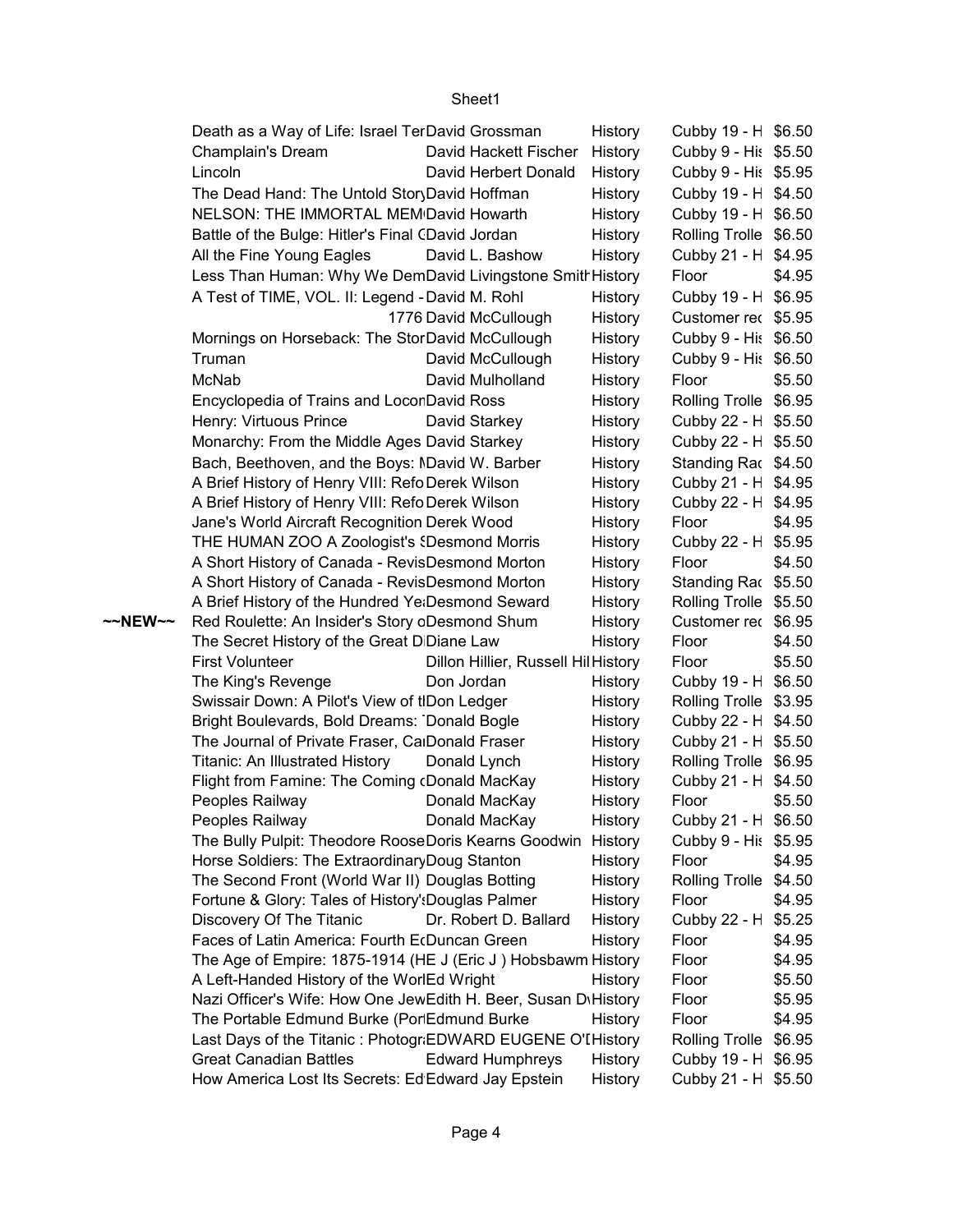| | | | | | |
|---|---|---|---|---|---|
| | Death as a Way of Life: Israel Ter | David Grossman | History | Cubby 19 - H | $6.50 |
| | Champlain's Dream | David Hackett Fischer | History | Cubby 9 - His | $5.50 |
| | Lincoln | David Herbert Donald | History | Cubby 9 - His | $5.95 |
| | The Dead Hand: The Untold Story | David Hoffman | History | Cubby 19 - H | $4.50 |
| | NELSON: THE IMMORTAL MEM | David Howarth | History | Cubby 19 - H | $6.50 |
| | Battle of the Bulge: Hitler's Final C | David Jordan | History | Rolling Trolle | $6.50 |
| | All the Fine Young Eagles | David L. Bashow | History | Cubby 21 - H | $4.95 |
| | Less Than Human: Why We Dem | David Livingstone Smith | History | Floor | $4.95 |
| | A Test of TIME, VOL. II: Legend - | David M. Rohl | History | Cubby 19 - H | $6.95 |
| | 1776 | David McCullough | History | Customer rec | $5.95 |
| | Mornings on Horseback: The Stor | David McCullough | History | Cubby 9 - His | $6.50 |
| | Truman | David McCullough | History | Cubby 9 - His | $6.50 |
| | McNab | David Mulholland | History | Floor | $5.50 |
| | Encyclopedia of Trains and Locom | David Ross | History | Rolling Trolle | $6.95 |
| | Henry: Virtuous Prince | David Starkey | History | Cubby 22 - H | $5.50 |
| | Monarchy: From the Middle Ages | David Starkey | History | Cubby 22 - H | $5.50 |
| | Bach, Beethoven, and the Boys: M | David W. Barber | History | Standing Rac | $4.50 |
| | A Brief History of Henry VIII: Refo | Derek Wilson | History | Cubby 21 - H | $4.95 |
| | A Brief History of Henry VIII: Refo | Derek Wilson | History | Cubby 22 - H | $4.95 |
| | Jane's World Aircraft Recognition | Derek Wood | History | Floor | $4.95 |
| | THE HUMAN ZOO A Zoologist's S | Desmond Morris | History | Cubby 22 - H | $5.95 |
| | A Short History of Canada - Revis | Desmond Morton | History | Floor | $4.50 |
| | A Short History of Canada - Revis | Desmond Morton | History | Standing Rac | $5.50 |
| | A Brief History of the Hundred Ye | Desmond Seward | History | Rolling Trolle | $5.50 |
| ~~NEW~~ | Red Roulette: An Insider's Story o | Desmond Shum | History | Customer rec | $6.95 |
| | The Secret History of the Great D | Diane Law | History | Floor | $4.50 |
| | First Volunteer | Dillon Hillier, Russell Hil | History | Floor | $5.50 |
| | The King's Revenge | Don Jordan | History | Cubby 19 - H | $6.50 |
| | Swissair Down: A Pilot's View of t | Don Ledger | History | Rolling Trolle | $3.95 |
| | Bright Boulevards, Bold Dreams: T | Donald Bogle | History | Cubby 22 - H | $4.50 |
| | The Journal of Private Fraser, Ca | Donald Fraser | History | Cubby 21 - H | $5.50 |
| | Titanic: An Illustrated History | Donald Lynch | History | Rolling Trolle | $6.95 |
| | Flight from Famine: The Coming o | Donald MacKay | History | Cubby 21 - H | $4.50 |
| | Peoples Railway | Donald MacKay | History | Floor | $5.50 |
| | Peoples Railway | Donald MacKay | History | Cubby 21 - H | $6.50 |
| | The Bully Pulpit: Theodore Roose | Doris Kearns Goodwin | History | Cubby 9 - His | $5.95 |
| | Horse Soldiers: The Extraordinary | Doug Stanton | History | Floor | $4.95 |
| | The Second Front (World War II) | Douglas Botting | History | Rolling Trolle | $4.50 |
| | Fortune & Glory: Tales of History's | Douglas Palmer | History | Floor | $4.95 |
| | Discovery Of The Titanic | Dr. Robert D. Ballard | History | Cubby 22 - H | $5.25 |
| | Faces of Latin America: Fourth E | Duncan Green | History | Floor | $4.95 |
| | The Age of Empire: 1875-1914 (HE | J (Eric J ) Hobsbawm | History | Floor | $4.95 |
| | A Left-Handed History of the Worl | Ed Wright | History | Floor | $5.50 |
| | Nazi Officer's Wife: How One Jew | Edith H. Beer, Susan D | History | Floor | $5.95 |
| | The Portable Edmund Burke (Por | Edmund Burke | History | Floor | $4.95 |
| | Last Days of the Titanic : Photogr | EDWARD EUGENE O'D | History | Rolling Trolle | $6.95 |
| | Great Canadian Battles | Edward Humphreys | History | Cubby 19 - H | $6.95 |
| | How America Lost Its Secrets: Ed | Edward Jay Epstein | History | Cubby 21 - H | $5.50 |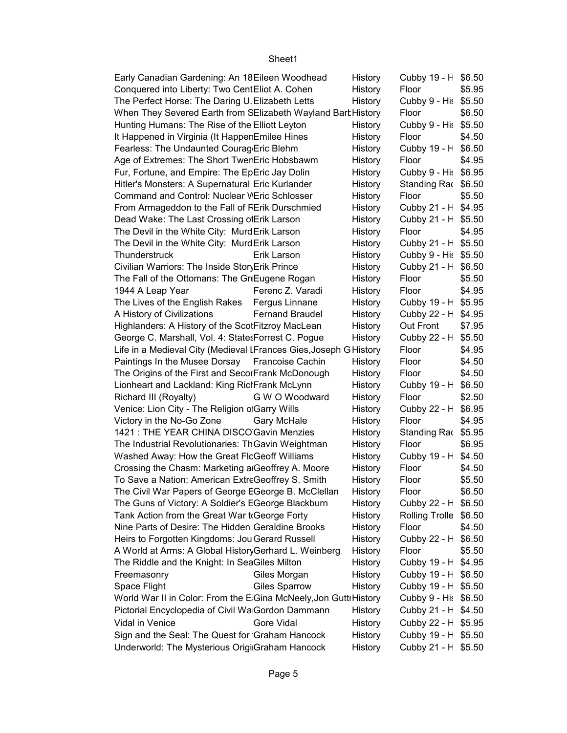| | | | | |
|---|---|---|---|---|
| Early Canadian Gardening: An 18 | Eileen Woodhead | History | Cubby 19 - H | $6.50 |
| Conquered into Liberty: Two Cent | Eliot A. Cohen | History | Floor | $5.95 |
| The Perfect Horse: The Daring U. | Elizabeth Letts | History | Cubby 9 - His | $5.50 |
| When They Severed Earth from S | Elizabeth Wayland Bark | History | Floor | $6.50 |
| Hunting Humans: The Rise of the | Elliott Leyton | History | Cubby 9 - His | $5.50 |
| It Happened in Virginia (It Happen | Emilee Hines | History | Floor | $4.50 |
| Fearless: The Undaunted Courag | Eric Blehm | History | Cubby 19 - H | $6.50 |
| Age of Extremes: The Short Twen | Eric Hobsbawm | History | Floor | $4.95 |
| Fur, Fortune, and Empire: The Ep | Eric Jay Dolin | History | Cubby 9 - His | $6.95 |
| Hitler's Monsters: A Supernatural | Eric Kurlander | History | Standing Rac | $6.50 |
| Command and Control: Nuclear W | Eric Schlosser | History | Floor | $5.50 |
| From Armageddon to the Fall of R | Erik Durschmied | History | Cubby 21 - H | $4.95 |
| Dead Wake: The Last Crossing of | Erik Larson | History | Cubby 21 - H | $5.50 |
| The Devil in the White City: Murd | Erik Larson | History | Floor | $4.95 |
| The Devil in the White City: Murd | Erik Larson | History | Cubby 21 - H | $5.50 |
| Thunderstruck | Erik Larson | History | Cubby 9 - His | $5.50 |
| Civilian Warriors: The Inside Story | Erik Prince | History | Cubby 21 - H | $6.50 |
| The Fall of the Ottomans: The Gre | Eugene Rogan | History | Floor | $5.50 |
| 1944 A Leap Year | Ferenc Z. Varadi | History | Floor | $4.95 |
| The Lives of the English Rakes | Fergus Linnane | History | Cubby 19 - H | $5.95 |
| A History of Civilizations | Fernand Braudel | History | Cubby 22 - H | $4.95 |
| Highlanders: A History of the Scot | Fitzroy MacLean | History | Out Front | $7.95 |
| George C. Marshall, Vol. 4: States | Forrest C. Pogue | History | Cubby 22 - H | $5.50 |
| Life in a Medieval City (Medieval L | Frances Gies,Joseph G | History | Floor | $4.95 |
| Paintings In the Musee Dorsay | Francoise Cachin | History | Floor | $4.50 |
| The Origins of the First and Secon | Frank McDonough | History | Floor | $4.50 |
| Lionheart and Lackland: King Rich | Frank McLynn | History | Cubby 19 - H | $6.50 |
| Richard III (Royalty) | G W O Woodward | History | Floor | $2.50 |
| Venice: Lion City - The Religion of | Garry Wills | History | Cubby 22 - H | $6.95 |
| Victory in the No-Go Zone | Gary McHale | History | Floor | $4.95 |
| 1421 : THE YEAR CHINA DISCO | Gavin Menzies | History | Standing Rac | $5.95 |
| The Industrial Revolutionaries: Th | Gavin Weightman | History | Floor | $6.95 |
| Washed Away: How the Great Flo | Geoff Williams | History | Cubby 19 - H | $4.50 |
| Crossing the Chasm: Marketing a | Geoffrey A. Moore | History | Floor | $4.50 |
| To Save a Nation: American Extre | Geoffrey S. Smith | History | Floor | $5.50 |
| The Civil War Papers of George E | George B. McClellan | History | Floor | $6.50 |
| The Guns of Victory: A Soldier's E | George Blackburn | History | Cubby 22 - H | $6.50 |
| Tank Action from the Great War to | George Forty | History | Rolling Trolle | $6.50 |
| Nine Parts of Desire: The Hidden | Geraldine Brooks | History | Floor | $4.50 |
| Heirs to Forgotten Kingdoms: Jou | Gerard Russell | History | Cubby 22 - H | $6.50 |
| A World at Arms: A Global History | Gerhard L. Weinberg | History | Floor | $5.50 |
| The Riddle and the Knight: In Sea | Giles Milton | History | Cubby 19 - H | $4.95 |
| Freemasonry | Giles Morgan | History | Cubby 19 - H | $6.50 |
| Space Flight | Giles Sparrow | History | Cubby 19 - H | $5.50 |
| World War II in Color: From the E | Gina McNeely,Jon Guttr | History | Cubby 9 - His | $6.50 |
| Pictorial Encyclopedia of Civil Wa | Gordon Dammann | History | Cubby 21 - H | $4.50 |
| Vidal in Venice | Gore Vidal | History | Cubby 22 - H | $5.95 |
| Sign and the Seal: The Quest for | Graham Hancock | History | Cubby 19 - H | $5.50 |
| Underworld: The Mysterious Origi | Graham Hancock | History | Cubby 21 - H | $5.50 |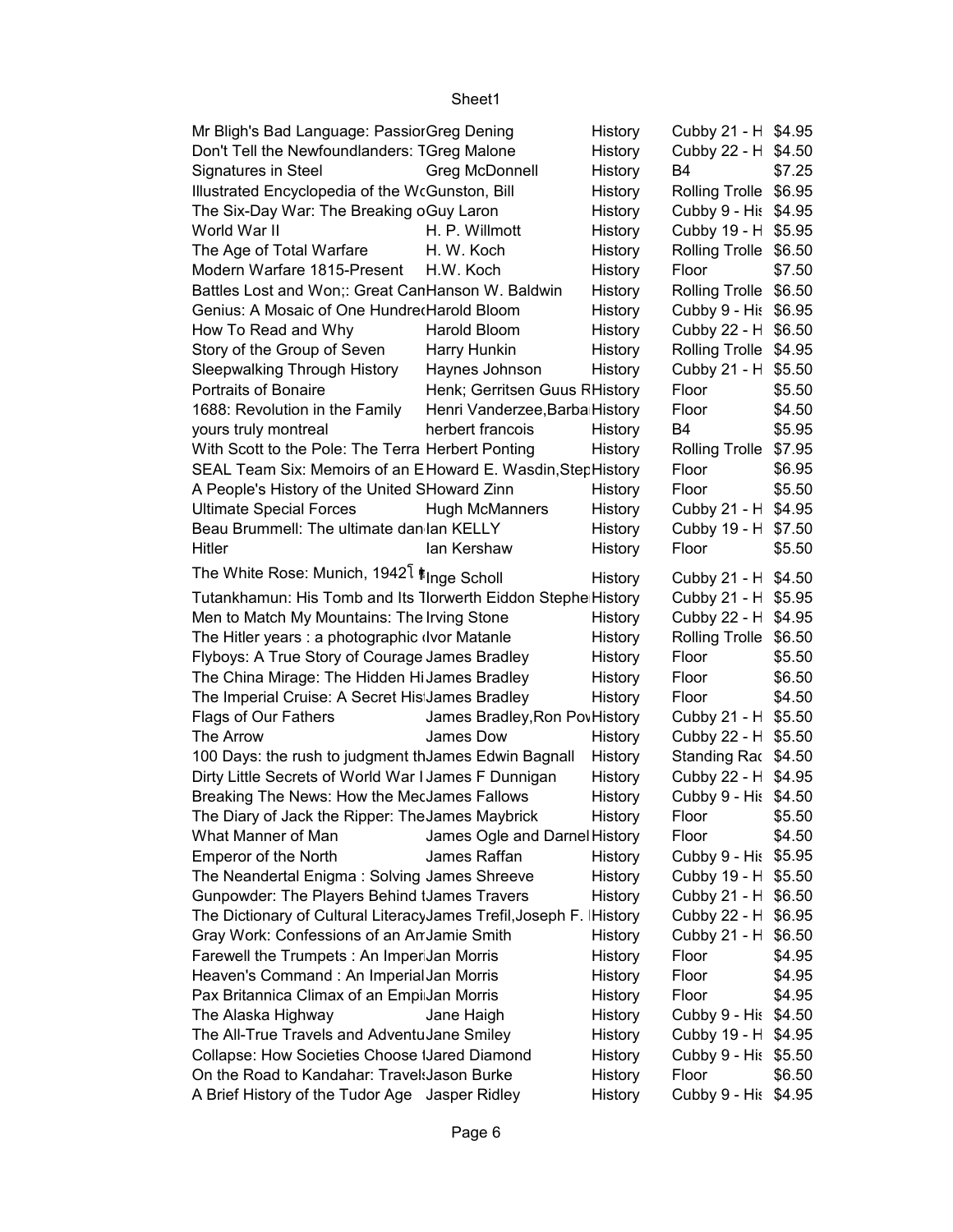Sheet1

| | | | | |
|---|---|---|---|---|
| Mr Bligh's Bad Language: Passior | Greg Dening | History | Cubby 21 - H | $4.95 |
| Don't Tell the Newfoundlanders: T | Greg Malone | History | Cubby 22 - H | $4.50 |
| Signatures in Steel | Greg McDonnell | History | B4 | $7.25 |
| Illustrated Encyclopedia of the Wc | Gunston, Bill | History | Rolling Trolle | $6.95 |
| The Six-Day War: The Breaking o | Guy Laron | History | Cubby 9 - His | $4.95 |
| World War II | H. P. Willmott | History | Cubby 19 - H | $5.95 |
| The Age of Total Warfare | H. W. Koch | History | Rolling Trolle | $6.50 |
| Modern Warfare 1815-Present | H.W. Koch | History | Floor | $7.50 |
| Battles Lost and Won;: Great Can | Hanson W. Baldwin | History | Rolling Trolle | $6.50 |
| Genius: A Mosaic of One Hundre | Harold Bloom | History | Cubby 9 - His | $6.95 |
| How To Read and Why | Harold Bloom | History | Cubby 22 - H | $6.50 |
| Story of the Group of Seven | Harry Hunkin | History | Rolling Trolle | $4.95 |
| Sleepwalking Through History | Haynes Johnson | History | Cubby 21 - H | $5.50 |
| Portraits of Bonaire | Henk; Gerritsen Guus R | History | Floor | $5.50 |
| 1688: Revolution in the Family | Henri Vanderzee,Barba | History | Floor | $4.50 |
| yours truly montreal | herbert francois | History | B4 | $5.95 |
| With Scott to the Pole: The Terra | Herbert Ponting | History | Rolling Trolle | $7.95 |
| SEAL Team Six: Memoirs of an E | Howard E. Wasdin,Step | History | Floor | $6.95 |
| A People's History of the United S | Howard Zinn | History | Floor | $5.50 |
| Ultimate Special Forces | Hugh McManners | History | Cubby 21 - H | $4.95 |
| Beau Brummell: The ultimate dan | Ian KELLY | History | Cubby 19 - H | $7.50 |
| Hitler | Ian Kershaw | History | Floor | $5.50 |
| The White Rose: Munich, 1942 | Inge Scholl | History | Cubby 21 - H | $4.50 |
| Tutankhamun: His Tomb and Its T | Iorwerth Eiddon Stephe | History | Cubby 21 - H | $5.95 |
| Men to Match My Mountains: The | Irving Stone | History | Cubby 22 - H | $4.95 |
| The Hitler years : a photographic | Ivor Matanle | History | Rolling Trolle | $6.50 |
| Flyboys: A True Story of Courage | James Bradley | History | Floor | $5.50 |
| The China Mirage: The Hidden Hi | James Bradley | History | Floor | $6.50 |
| The Imperial Cruise: A Secret His | James Bradley | History | Floor | $4.50 |
| Flags of Our Fathers | James Bradley,Ron Pov | History | Cubby 21 - H | $5.50 |
| The Arrow | James Dow | History | Cubby 22 - H | $5.50 |
| 100 Days: the rush to judgment th | James Edwin Bagnall | History | Standing Rac | $4.50 |
| Dirty Little Secrets of World War I | James F Dunnigan | History | Cubby 22 - H | $4.95 |
| Breaking The News: How the Med | James Fallows | History | Cubby 9 - His | $4.50 |
| The Diary of Jack the Ripper: The | James Maybrick | History | Floor | $5.50 |
| What Manner of Man | James Ogle and Darnel | History | Floor | $4.50 |
| Emperor of the North | James Raffan | History | Cubby 9 - His | $5.95 |
| The Neandertal Enigma : Solving | James Shreeve | History | Cubby 19 - H | $5.50 |
| Gunpowder: The Players Behind t | James Travers | History | Cubby 21 - H | $6.50 |
| The Dictionary of Cultural Literacy | James Trefil,Joseph F. I | History | Cubby 22 - H | $6.95 |
| Gray Work: Confessions of an Am | Jamie Smith | History | Cubby 21 - H | $6.50 |
| Farewell the Trumpets : An Imper | Jan Morris | History | Floor | $4.95 |
| Heaven's Command : An Imperial | Jan Morris | History | Floor | $4.95 |
| Pax Britannica Climax of an Empi | Jan Morris | History | Floor | $4.95 |
| The Alaska Highway | Jane Haigh | History | Cubby 9 - His | $4.50 |
| The All-True Travels and Adventu | Jane Smiley | History | Cubby 19 - H | $4.95 |
| Collapse: How Societies Choose t | Jared Diamond | History | Cubby 9 - His | $5.50 |
| On the Road to Kandahar: Travels | Jason Burke | History | Floor | $6.50 |
| A Brief History of the Tudor Age | Jasper Ridley | History | Cubby 9 - His | $4.95 |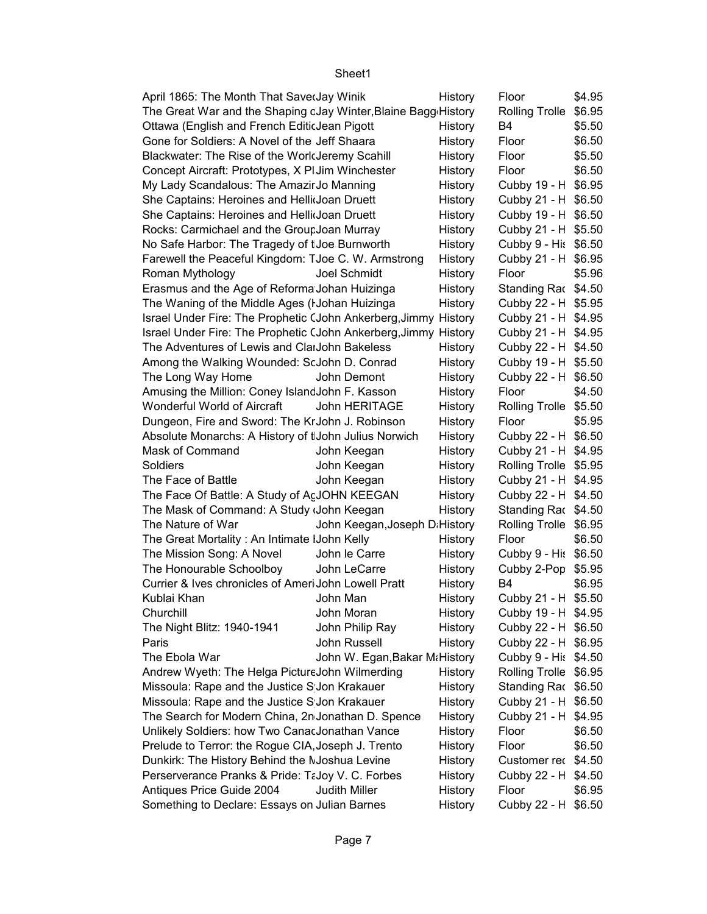| | | | | |
|---|---|---|---|---|
| April 1865: The Month That Save | Jay Winik | History | Floor | $4.95 |
| The Great War and the Shaping c | Jay Winter,Blaine Bagg | History | Rolling Trolle | $6.95 |
| Ottawa (English and French Editic | Jean Pigott | History | B4 | $5.50 |
| Gone for Soldiers: A Novel of the | Jeff Shaara | History | Floor | $6.50 |
| Blackwater: The Rise of the Worl | Jeremy Scahill | History | Floor | $5.50 |
| Concept Aircraft: Prototypes, X Pl | Jim Winchester | History | Floor | $6.50 |
| My Lady Scandalous: The Amazir | Jo Manning | History | Cubby 19 - H | $6.95 |
| She Captains: Heroines and Helli | Joan Druett | History | Cubby 21 - H | $6.50 |
| She Captains: Heroines and Helli | Joan Druett | History | Cubby 19 - H | $6.50 |
| Rocks: Carmichael and the Group | Joan Murray | History | Cubby 21 - H | $5.50 |
| No Safe Harbor: The Tragedy of t | Joe Burnworth | History | Cubby 9 - His | $6.50 |
| Farewell the Peaceful Kingdom: T | Joe C. W. Armstrong | History | Cubby 21 - H | $6.95 |
| Roman Mythology | Joel Schmidt | History | Floor | $5.96 |
| Erasmus and the Age of Reforma | Johan Huizinga | History | Standing Rac | $4.50 |
| The Waning of the Middle Ages (I | Johan Huizinga | History | Cubby 22 - H | $5.95 |
| Israel Under Fire: The Prophetic C | John Ankerberg,Jimmy | History | Cubby 21 - H | $4.95 |
| Israel Under Fire: The Prophetic C | John Ankerberg,Jimmy | History | Cubby 21 - H | $4.95 |
| The Adventures of Lewis and Cla | John Bakeless | History | Cubby 22 - H | $4.50 |
| Among the Walking Wounded: Sc | John D. Conrad | History | Cubby 19 - H | $5.50 |
| The Long Way Home | John Demont | History | Cubby 22 - H | $6.50 |
| Amusing the Million: Coney Island | John F. Kasson | History | Floor | $4.50 |
| Wonderful World of Aircraft | John HERITAGE | History | Rolling Trolle | $5.50 |
| Dungeon, Fire and Sword: The Kr | John J. Robinson | History | Floor | $5.95 |
| Absolute Monarchs: A History of t | John Julius Norwich | History | Cubby 22 - H | $6.50 |
| Mask of Command | John Keegan | History | Cubby 21 - H | $4.95 |
| Soldiers | John Keegan | History | Rolling Trolle | $5.95 |
| The Face of Battle | John Keegan | History | Cubby 21 - H | $4.95 |
| The Face Of Battle: A Study of Ag | JOHN KEEGAN | History | Cubby 22 - H | $4.50 |
| The Mask of Command: A Study | John Keegan | History | Standing Rac | $4.50 |
| The Nature of War | John Keegan,Joseph D | History | Rolling Trolle | $6.95 |
| The Great Mortality : An Intimate I | John Kelly | History | Floor | $6.50 |
| The Mission Song: A Novel | John le Carre | History | Cubby 9 - His | $6.50 |
| The Honourable Schoolboy | John LeCarre | History | Cubby 2-Pop | $5.95 |
| Currier & Ives chronicles of Ameri | John Lowell Pratt | History | B4 | $6.95 |
| Kublai Khan | John Man | History | Cubby 21 - H | $5.50 |
| Churchill | John Moran | History | Cubby 19 - H | $4.95 |
| The Night Blitz: 1940-1941 | John Philip Ray | History | Cubby 22 - H | $6.50 |
| Paris | John Russell | History | Cubby 22 - H | $6.95 |
| The Ebola War | John W. Egan,Bakar M | History | Cubby 9 - His | $4.50 |
| Andrew Wyeth: The Helga Picture | John Wilmerding | History | Rolling Trolle | $6.95 |
| Missoula: Rape and the Justice S | Jon Krakauer | History | Standing Rac | $6.50 |
| Missoula: Rape and the Justice S | Jon Krakauer | History | Cubby 21 - H | $6.50 |
| The Search for Modern China, 2n | Jonathan D. Spence | History | Cubby 21 - H | $4.95 |
| Unlikely Soldiers: how Two Canac | Jonathan Vance | History | Floor | $6.50 |
| Prelude to Terror: the Rogue CIA, | Joseph J. Trento | History | Floor | $6.50 |
| Dunkirk: The History Behind the M | Joshua Levine | History | Customer rec | $4.50 |
| Perserverance Pranks & Pride: Ta | Joy V. C. Forbes | History | Cubby 22 - H | $4.50 |
| Antiques Price Guide 2004 | Judith Miller | History | Floor | $6.95 |
| Something to Declare: Essays on | Julian Barnes | History | Cubby 22 - H | $6.50 |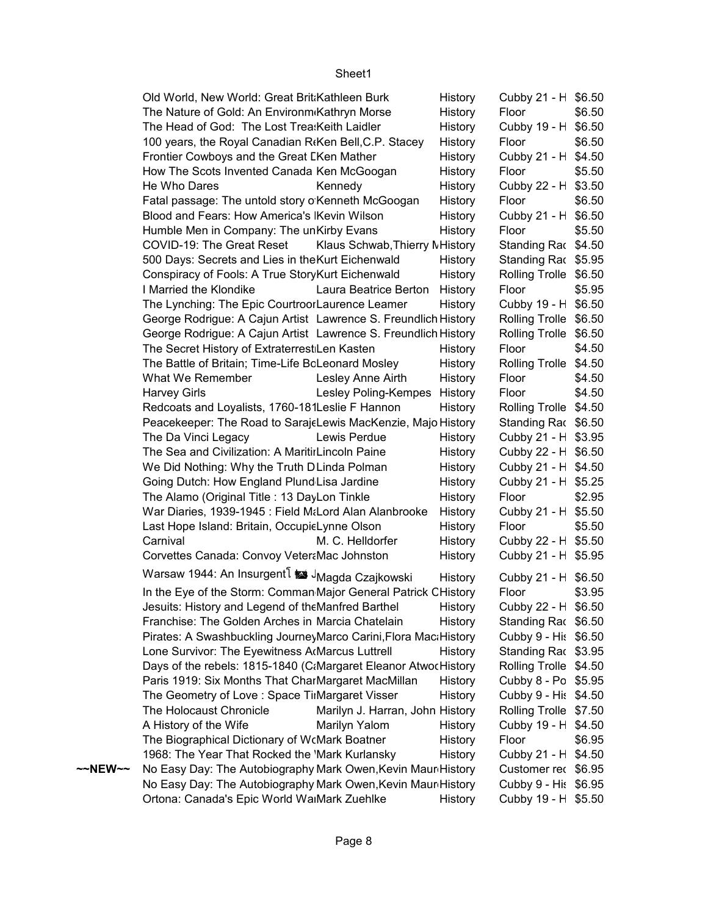| | | | | | |
|---|---|---|---|---|---|
| | Old World, New World: Great Brit | Kathleen Burk | History | Cubby 21 - H | $6.50 |
| | The Nature of Gold: An Environm | Kathryn Morse | History | Floor | $6.50 |
| | The Head of God: The Lost Trea | Keith Laidler | History | Cubby 19 - H | $6.50 |
| | 100 years, the Royal Canadian R | Ken Bell,C.P. Stacey | History | Floor | $6.50 |
| | Frontier Cowboys and the Great [ | Ken Mather | History | Cubby 21 - H | $4.50 |
| | How The Scots Invented Canada | Ken McGoogan | History | Floor | $5.50 |
| | He Who Dares | Kennedy | History | Cubby 22 - H | $3.50 |
| | Fatal passage: The untold story o | Kenneth McGoogan | History | Floor | $6.50 |
| | Blood and Fears: How America's I | Kevin Wilson | History | Cubby 21 - H | $6.50 |
| | Humble Men in Company: The un | Kirby Evans | History | Floor | $5.50 |
| | COVID-19: The Great Reset | Klaus Schwab,Thierry M | History | Standing Rac | $4.50 |
| | 500 Days: Secrets and Lies in the | Kurt Eichenwald | History | Standing Rac | $5.95 |
| | Conspiracy of Fools: A True Story | Kurt Eichenwald | History | Rolling Trolle | $6.50 |
| | I Married the Klondike | Laura Beatrice Berton | History | Floor | $5.95 |
| | The Lynching: The Epic Courtroo | Laurence Leamer | History | Cubby 19 - H | $6.50 |
| | George Rodrigue: A Cajun Artist | Lawrence S. Freundlich | History | Rolling Trolle | $6.50 |
| | George Rodrigue: A Cajun Artist | Lawrence S. Freundlich | History | Rolling Trolle | $6.50 |
| | The Secret History of Extraterrest | Len Kasten | History | Floor | $4.50 |
| | The Battle of Britain; Time-Life Bo | Leonard Mosley | History | Rolling Trolle | $4.50 |
| | What We Remember | Lesley Anne Airth | History | Floor | $4.50 |
| | Harvey Girls | Lesley Poling-Kempes | History | Floor | $4.50 |
| | Redcoats and Loyalists, 1760-181 | Leslie F Hannon | History | Rolling Trolle | $4.50 |
| | Peacekeeper: The Road to Saraje | Lewis MacKenzie, Majo | History | Standing Rac | $6.50 |
| | The Da Vinci Legacy | Lewis Perdue | History | Cubby 21 - H | $3.95 |
| | The Sea and Civilization: A Mariti | Lincoln Paine | History | Cubby 22 - H | $6.50 |
| | We Did Nothing: Why the Truth D | Linda Polman | History | Cubby 21 - H | $4.50 |
| | Going Dutch: How England Plund | Lisa Jardine | History | Cubby 21 - H | $5.25 |
| | The Alamo (Original Title : 13 Day | Lon Tinkle | History | Floor | $2.95 |
| | War Diaries, 1939-1945 : Field M | Lord Alan Alanbrooke | History | Cubby 21 - H | $5.50 |
| | Last Hope Island: Britain, Occupie | Lynne Olson | History | Floor | $5.50 |
| | Carnival | M. C. Helldorfer | History | Cubby 22 - H | $5.50 |
| | Corvettes Canada: Convoy Vetera | Mac Johnston | History | Cubby 21 - H | $5.95 |
| | Warsaw 1944: An Insurgent | Magda Czajkowski | History | Cubby 21 - H | $6.50 |
| | In the Eye of the Storm: Comman | Major General Patrick C | History | Floor | $3.95 |
| | Jesuits: History and Legend of the | Manfred Barthel | History | Cubby 22 - H | $6.50 |
| | Franchise: The Golden Arches in | Marcia Chatelain | History | Standing Rac | $6.50 |
| | Pirates: A Swashbuckling Journey | Marco Carini,Flora Mac | History | Cubby 9 - His | $6.50 |
| | Lone Survivor: The Eyewitness A | Marcus Luttrell | History | Standing Rac | $3.95 |
| | Days of the rebels: 1815-1840 (C | Margaret Eleanor Atwoo | History | Rolling Trolle | $4.50 |
| | Paris 1919: Six Months That Cha | Margaret MacMillan | History | Cubby 8 - Po | $5.95 |
| | The Geometry of Love : Space Ti | Margaret Visser | History | Cubby 9 - His | $4.50 |
| | The Holocaust Chronicle | Marilyn J. Harran, John | History | Rolling Trolle | $7.50 |
| | A History of the Wife | Marilyn Yalom | History | Cubby 19 - H | $4.50 |
| | The Biographical Dictionary of W | Mark Boatner | History | Floor | $6.95 |
| | 1968: The Year That Rocked the ' | Mark Kurlansky | History | Cubby 21 - H | $4.50 |
| ~~NEW~~ | No Easy Day: The Autobiography | Mark Owen,Kevin Maur | History | Customer rec | $6.95 |
| | No Easy Day: The Autobiography | Mark Owen,Kevin Maur | History | Cubby 9 - His | $6.95 |
| | Ortona: Canada's Epic World Wa | Mark Zuehlke | History | Cubby 19 - H | $5.50 |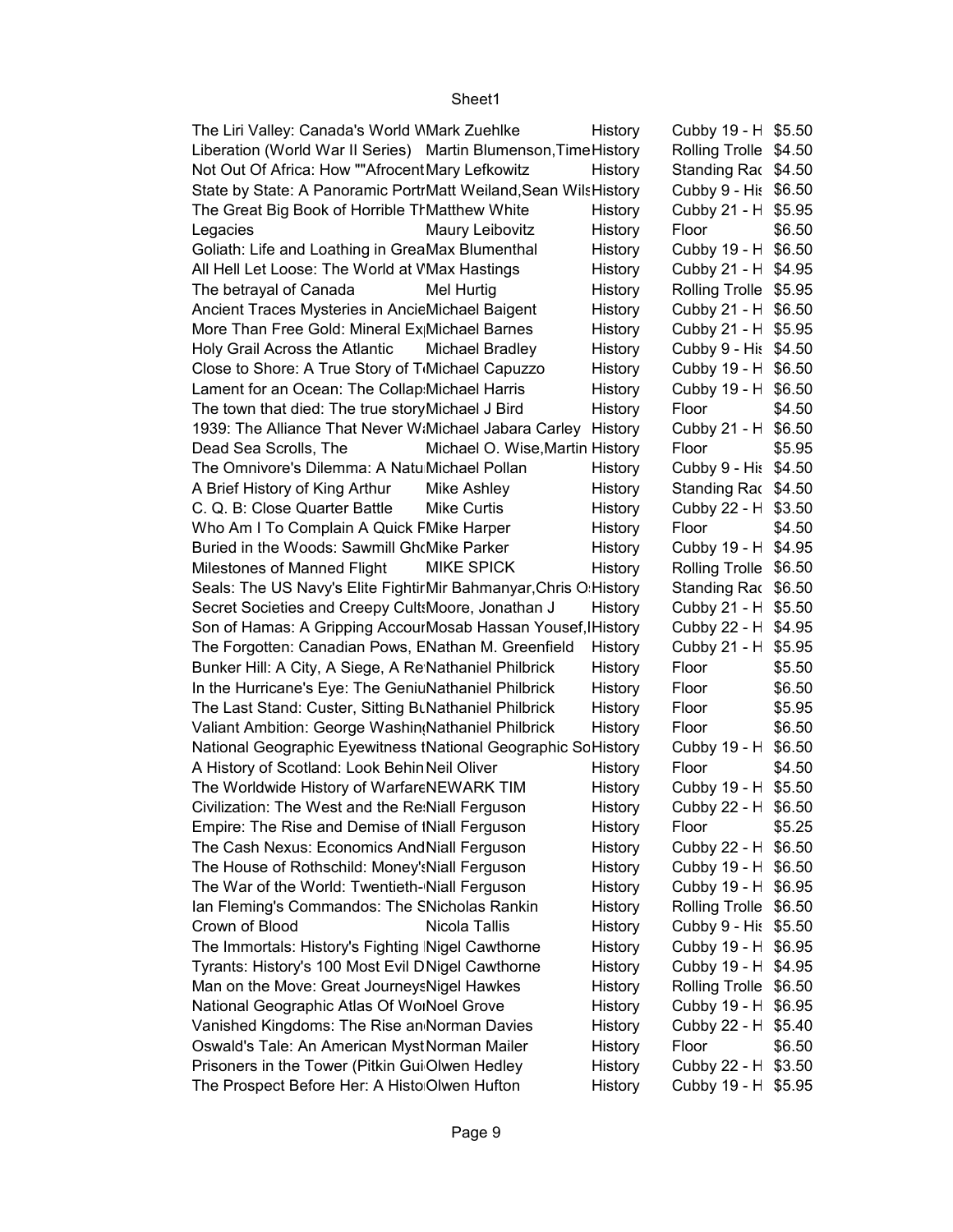| | | | | |
|---|---|---|---|---|
| The Liri Valley: Canada's World W | Mark Zuehlke | History | Cubby 19 - H | $5.50 |
| Liberation (World War II Series) | Martin Blumenson,Time | History | Rolling Trolle | $4.50 |
| Not Out Of Africa: How ""Afrocent | Mary Lefkowitz | History | Standing Rac | $4.50 |
| State by State: A Panoramic Portr | Matt Weiland,Sean Wils | History | Cubby 9 - His | $6.50 |
| The Great Big Book of Horrible Th | Matthew White | History | Cubby 21 - H | $5.95 |
| Legacies | Maury Leibovitz | History | Floor | $6.50 |
| Goliath: Life and Loathing in Grea | Max Blumenthal | History | Cubby 19 - H | $6.50 |
| All Hell Let Loose: The World at W | Max Hastings | History | Cubby 21 - H | $4.95 |
| The betrayal of Canada | Mel Hurtig | History | Rolling Trolle | $5.95 |
| Ancient Traces Mysteries in Ancie | Michael Baigent | History | Cubby 21 - H | $6.50 |
| More Than Free Gold: Mineral Ex | Michael Barnes | History | Cubby 21 - H | $5.95 |
| Holy Grail Across the Atlantic | Michael Bradley | History | Cubby 9 - His | $4.50 |
| Close to Shore: A True Story of T | Michael Capuzzo | History | Cubby 19 - H | $6.50 |
| Lament for an Ocean: The Collap | Michael Harris | History | Cubby 19 - H | $6.50 |
| The town that died: The true story | Michael J Bird | History | Floor | $4.50 |
| 1939: The Alliance That Never W | Michael Jabara Carley | History | Cubby 21 - H | $6.50 |
| Dead Sea Scrolls, The | Michael O. Wise,Martin | History | Floor | $5.95 |
| The Omnivore's Dilemma: A Natu | Michael Pollan | History | Cubby 9 - His | $4.50 |
| A Brief History of King Arthur | Mike Ashley | History | Standing Rac | $4.50 |
| C. Q. B: Close Quarter Battle | Mike Curtis | History | Cubby 22 - H | $3.50 |
| Who Am I To Complain A Quick F | Mike Harper | History | Floor | $4.50 |
| Buried in the Woods: Sawmill Gh | Mike Parker | History | Cubby 19 - H | $4.95 |
| Milestones of Manned Flight | MIKE SPICK | History | Rolling Trolle | $6.50 |
| Seals: The US Navy's Elite Fightin | Mir Bahmanyar,Chris O | History | Standing Rac | $6.50 |
| Secret Societies and Creepy Cults | Moore, Jonathan J | History | Cubby 21 - H | $5.50 |
| Son of Hamas: A Gripping Accour | Mosab Hassan Yousef,I | History | Cubby 22 - H | $4.95 |
| The Forgotten: Canadian Pows, E | Nathan M. Greenfield | History | Cubby 21 - H | $5.95 |
| Bunker Hill: A City, A Siege, A Re | Nathaniel Philbrick | History | Floor | $5.50 |
| In the Hurricane's Eye: The Geniu | Nathaniel Philbrick | History | Floor | $6.50 |
| The Last Stand: Custer, Sitting Bu | Nathaniel Philbrick | History | Floor | $5.95 |
| Valiant Ambition: George Washin | Nathaniel Philbrick | History | Floor | $6.50 |
| National Geographic Eyewitness t | National Geographic So | History | Cubby 19 - H | $6.50 |
| A History of Scotland: Look Behin | Neil Oliver | History | Floor | $4.50 |
| The Worldwide History of Warfare | NEWARK TIM | History | Cubby 19 - H | $5.50 |
| Civilization: The West and the Re | Niall Ferguson | History | Cubby 22 - H | $6.50 |
| Empire: The Rise and Demise of t | Niall Ferguson | History | Floor | $5.25 |
| The Cash Nexus: Economics And | Niall Ferguson | History | Cubby 22 - H | $6.50 |
| The House of Rothschild: Money's | Niall Ferguson | History | Cubby 19 - H | $6.50 |
| The War of the World: Twentieth- | Niall Ferguson | History | Cubby 19 - H | $6.95 |
| Ian Fleming's Commandos: The S | Nicholas Rankin | History | Rolling Trolle | $6.50 |
| Crown of Blood | Nicola Tallis | History | Cubby 9 - His | $5.50 |
| The Immortals: History's Fighting | Nigel Cawthorne | History | Cubby 19 - H | $6.95 |
| Tyrants: History's 100 Most Evil D | Nigel Cawthorne | History | Cubby 19 - H | $4.95 |
| Man on the Move: Great Journeys | Nigel Hawkes | History | Rolling Trolle | $6.50 |
| National Geographic Atlas Of Wor | Noel Grove | History | Cubby 19 - H | $6.95 |
| Vanished Kingdoms: The Rise an | Norman Davies | History | Cubby 22 - H | $5.40 |
| Oswald's Tale: An American Myst | Norman Mailer | History | Floor | $6.50 |
| Prisoners in the Tower (Pitkin Gui | Olwen Hedley | History | Cubby 22 - H | $3.50 |
| The Prospect Before Her: A Histo | Olwen Hufton | History | Cubby 19 - H | $5.95 |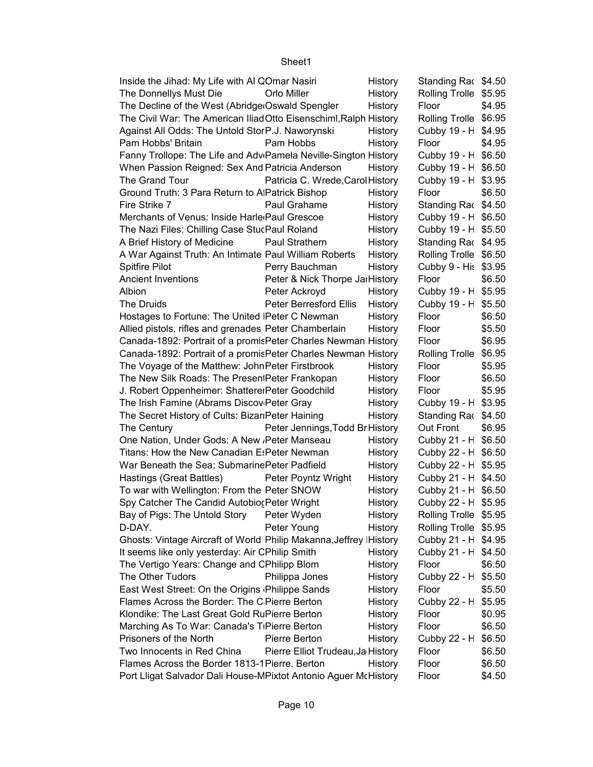| | | | | |
|---|---|---|---|---|
| Inside the Jihad: My Life with Al Q | Omar Nasiri | History | Standing Rac | $4.50 |
| The Donnellys Must Die | Orlo Miller | History | Rolling Trolle | $5.95 |
| The Decline of the West (Abridge | Oswald Spengler | History | Floor | $4.95 |
| The Civil War: The American Iliad | Otto Eisenschiml,Ralph | History | Rolling Trolle | $6.95 |
| Against All Odds: The Untold Stor | P.J. Naworynski | History | Cubby 19 - H | $4.95 |
| Pam Hobbs' Britain | Pam Hobbs | History | Floor | $4.95 |
| Fanny Trollope: The Life and Adv | Pamela Neville-Sington | History | Cubby 19 - H | $6.50 |
| When Passion Reigned: Sex And | Patricia Anderson | History | Cubby 19 - H | $6.50 |
| The Grand Tour | Patricia C. Wrede,Carol | History | Cubby 19 - H | $3.95 |
| Ground Truth: 3 Para Return to A | Patrick Bishop | History | Floor | $6.50 |
| Fire Strike 7 | Paul Grahame | History | Standing Rac | $4.50 |
| Merchants of Venus: Inside Harle | Paul Grescoe | History | Cubby 19 - H | $6.50 |
| The Nazi Files: Chilling Case Stuc | Paul Roland | History | Cubby 19 - H | $5.50 |
| A Brief History of Medicine | Paul Strathern | History | Standing Rac | $4.95 |
| A War Against Truth: An Intimate | Paul William Roberts | History | Rolling Trolle | $6.50 |
| Spitfire Pilot | Perry Bauchman | History | Cubby 9 - His | $3.95 |
| Ancient Inventions | Peter & Nick Thorpe Ja | History | Floor | $6.50 |
| Albion | Peter Ackroyd | History | Cubby 19 - H | $5.95 |
| The Druids | Peter Berresford Ellis | History | Cubby 19 - H | $5.50 |
| Hostages to Fortune: The United | Peter C Newman | History | Floor | $6.50 |
| Allied pistols, rifles and grenades | Peter Chamberlain | History | Floor | $5.50 |
| Canada-1892: Portrait of a promis | Peter Charles Newman | History | Floor | $6.95 |
| Canada-1892: Portrait of a promis | Peter Charles Newman | History | Rolling Trolle | $6.95 |
| The Voyage of the Matthew: John | Peter Firstbrook | History | Floor | $5.95 |
| The New Silk Roads: The Presen | Peter Frankopan | History | Floor | $6.50 |
| J. Robert Oppenheimer: Shattere | Peter Goodchild | History | Floor | $5.95 |
| The Irish Famine (Abrams Discov | Peter Gray | History | Cubby 19 - H | $3.95 |
| The Secret History of Cults: Bizar | Peter Haining | History | Standing Rac | $4.50 |
| The Century | Peter Jennings,Todd Br | History | Out Front | $6.95 |
| One Nation, Under Gods: A New | Peter Manseau | History | Cubby 21 - H | $6.50 |
| Titans: How the New Canadian E | Peter Newman | History | Cubby 22 - H | $6.50 |
| War Beneath the Sea: Submarine | Peter Padfield | History | Cubby 22 - H | $5.95 |
| Hastings (Great Battles) | Peter Poyntz Wright | History | Cubby 21 - H | $4.50 |
| To war with Wellington: From the | Peter SNOW | History | Cubby 21 - H | $6.50 |
| Spy Catcher The Candid Autobio | Peter Wright | History | Cubby 22 - H | $5.95 |
| Bay of Pigs: The Untold Story | Peter Wyden | History | Rolling Trolle | $5.95 |
| D-DAY. | Peter Young | History | Rolling Trolle | $5.95 |
| Ghosts: Vintage Aircraft of World | Philip Makanna,Jeffrey | History | Cubby 21 - H | $4.95 |
| It seems like only yesterday: Air C | Philip Smith | History | Cubby 21 - H | $4.50 |
| The Vertigo Years: Change and C | Philipp Blom | History | Floor | $6.50 |
| The Other Tudors | Philippa Jones | History | Cubby 22 - H | $5.50 |
| East West Street: On the Origins | Philippe Sands | History | Floor | $5.50 |
| Flames Across the Border: The C | Pierre Berton | History | Cubby 22 - H | $5.95 |
| Klondike: The Last Great Gold Ru | Pierre Berton | History | Floor | $0.95 |
| Marching As To War: Canada's T | Pierre Berton | History | Floor | $6.50 |
| Prisoners of the North | Pierre Berton | History | Cubby 22 - H | $6.50 |
| Two Innocents in Red China | Pierre Elliot Trudeau,Ja | History | Floor | $6.50 |
| Flames Across the Border 1813-1 | Pierre. Berton | History | Floor | $6.50 |
| Port Lligat Salvador Dali House-M | Pixtot Antonio Aguer Mc | History | Floor | $4.50 |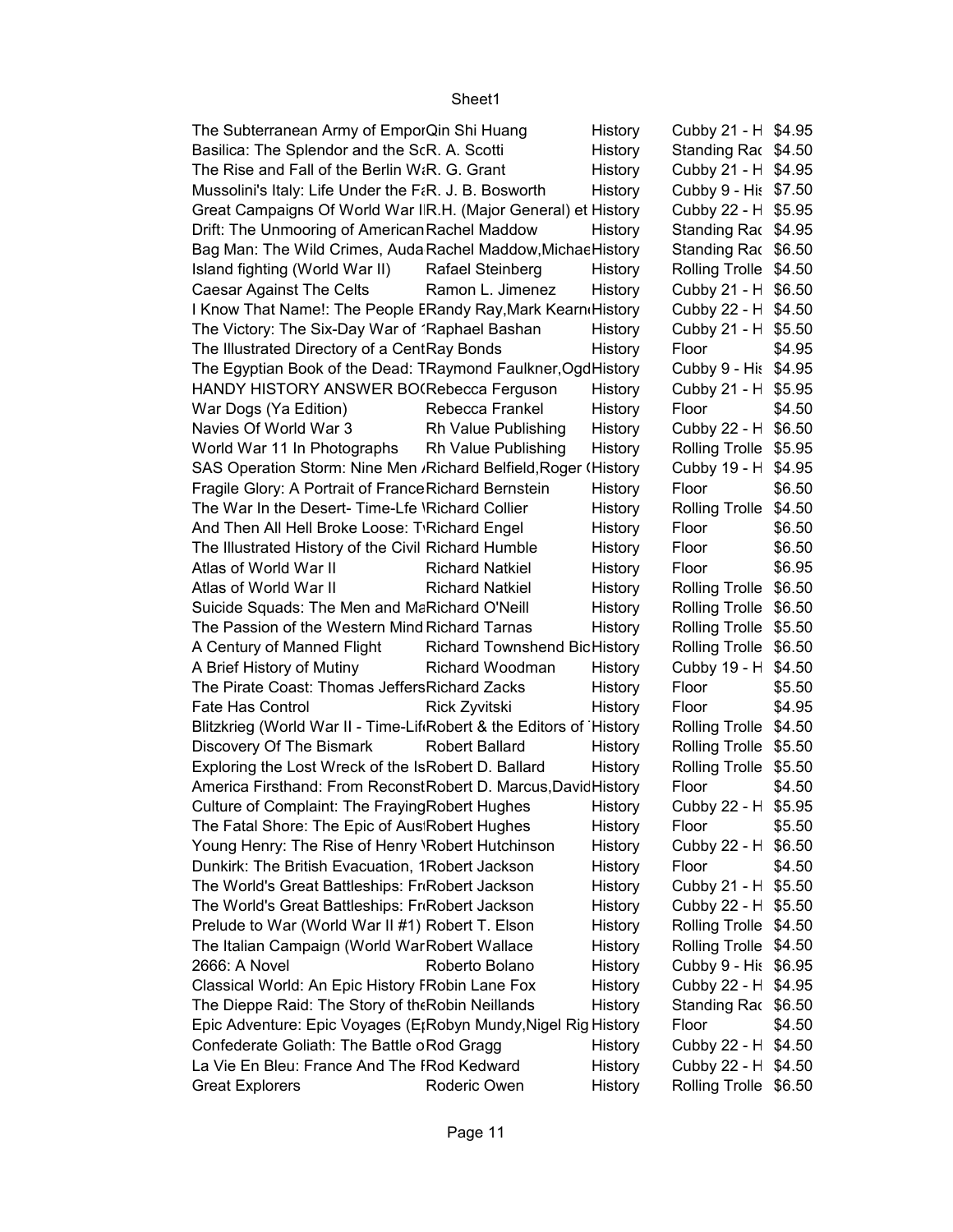Sheet1

| | | | | |
|---|---|---|---|---|
| The Subterranean Army of Empor | Qin Shi Huang | History | Cubby 21 - H | $4.95 |
| Basilica: The Splendor and the Sc | R. A. Scotti | History | Standing Rac | $4.50 |
| The Rise and Fall of the Berlin Wa | R. G. Grant | History | Cubby 21 - H | $4.95 |
| Mussolini's Italy: Life Under the Fa | R. J. B. Bosworth | History | Cubby 9 - His | $7.50 |
| Great Campaigns Of World War II | R.H. (Major General) et | History | Cubby 22 - H | $5.95 |
| Drift: The Unmooring of American | Rachel Maddow | History | Standing Rac | $4.95 |
| Bag Man: The Wild Crimes, Auda | Rachel Maddow,Michae | History | Standing Rac | $6.50 |
| Island fighting (World War II) | Rafael Steinberg | History | Rolling Trolle | $4.50 |
| Caesar Against The Celts | Ramon L. Jimenez | History | Cubby 21 - H | $6.50 |
| I Know That Name!: The People E | Randy Ray,Mark Kearn | History | Cubby 22 - H | $4.50 |
| The Victory: The Six-Day War of ' | Raphael Bashan | History | Cubby 21 - H | $5.50 |
| The Illustrated Directory of a Cent | Ray Bonds | History | Floor | $4.95 |
| The Egyptian Book of the Dead: T | Raymond Faulkner,Ogd | History | Cubby 9 - His | $4.95 |
| HANDY HISTORY ANSWER BO( | Rebecca Ferguson | History | Cubby 21 - H | $5.95 |
| War Dogs (Ya Edition) | Rebecca Frankel | History | Floor | $4.50 |
| Navies Of World War 3 | Rh Value Publishing | History | Cubby 22 - H | $6.50 |
| World War 11 In Photographs | Rh Value Publishing | History | Rolling Trolle | $5.95 |
| SAS Operation Storm: Nine Men / | Richard Belfield,Roger ( | History | Cubby 19 - H | $4.95 |
| Fragile Glory: A Portrait of France | Richard Bernstein | History | Floor | $6.50 |
| The War In the Desert- Time-Lfe \ | Richard Collier | History | Rolling Trolle | $4.50 |
| And Then All Hell Broke Loose: T | Richard Engel | History | Floor | $6.50 |
| The Illustrated History of the Civil | Richard Humble | History | Floor | $6.50 |
| Atlas of World War II | Richard Natkiel | History | Floor | $6.95 |
| Atlas of World War II | Richard Natkiel | History | Rolling Trolle | $6.50 |
| Suicide Squads: The Men and Ma | Richard O'Neill | History | Rolling Trolle | $6.50 |
| The Passion of the Western Mind | Richard Tarnas | History | Rolling Trolle | $5.50 |
| A Century of Manned Flight | Richard Townshend Bic | History | Rolling Trolle | $6.50 |
| A Brief History of Mutiny | Richard Woodman | History | Cubby 19 - H | $4.50 |
| The Pirate Coast: Thomas Jeffers | Richard Zacks | History | Floor | $5.50 |
| Fate Has Control | Rick Zyvitski | History | Floor | $4.95 |
| Blitzkrieg (World War II - Time-Lif | Robert & the Editors of | History | Rolling Trolle | $4.50 |
| Discovery Of The Bismark | Robert Ballard | History | Rolling Trolle | $5.50 |
| Exploring the Lost Wreck of the Is | Robert D. Ballard | History | Rolling Trolle | $5.50 |
| America Firsthand: From Reconst | Robert D. Marcus,David | History | Floor | $4.50 |
| Culture of Complaint: The Fraying | Robert Hughes | History | Cubby 22 - H | $5.95 |
| The Fatal Shore: The Epic of Aus | Robert Hughes | History | Floor | $5.50 |
| Young Henry: The Rise of Henry \ | Robert Hutchinson | History | Cubby 22 - H | $6.50 |
| Dunkirk: The British Evacuation, 1 | Robert Jackson | History | Floor | $4.50 |
| The World's Great Battleships: Fr | Robert Jackson | History | Cubby 21 - H | $5.50 |
| The World's Great Battleships: Fr | Robert Jackson | History | Cubby 22 - H | $5.50 |
| Prelude to War (World War II #1) | Robert T. Elson | History | Rolling Trolle | $4.50 |
| The Italian Campaign (World War | Robert Wallace | History | Rolling Trolle | $4.50 |
| 2666: A Novel | Roberto Bolano | History | Cubby 9 - His | $6.95 |
| Classical World: An Epic History F | Robin Lane Fox | History | Cubby 22 - H | $4.95 |
| The Dieppe Raid: The Story of the | Robin Neillands | History | Standing Rac | $6.50 |
| Epic Adventure: Epic Voyages (E | Robyn Mundy,Nigel Rig | History | Floor | $4.50 |
| Confederate Goliath: The Battle o | Rod Gragg | History | Cubby 22 - H | $4.50 |
| La Vie En Bleu: France And The F | Rod Kedward | History | Cubby 22 - H | $4.50 |
| Great Explorers | Roderic Owen | History | Rolling Trolle | $6.50 |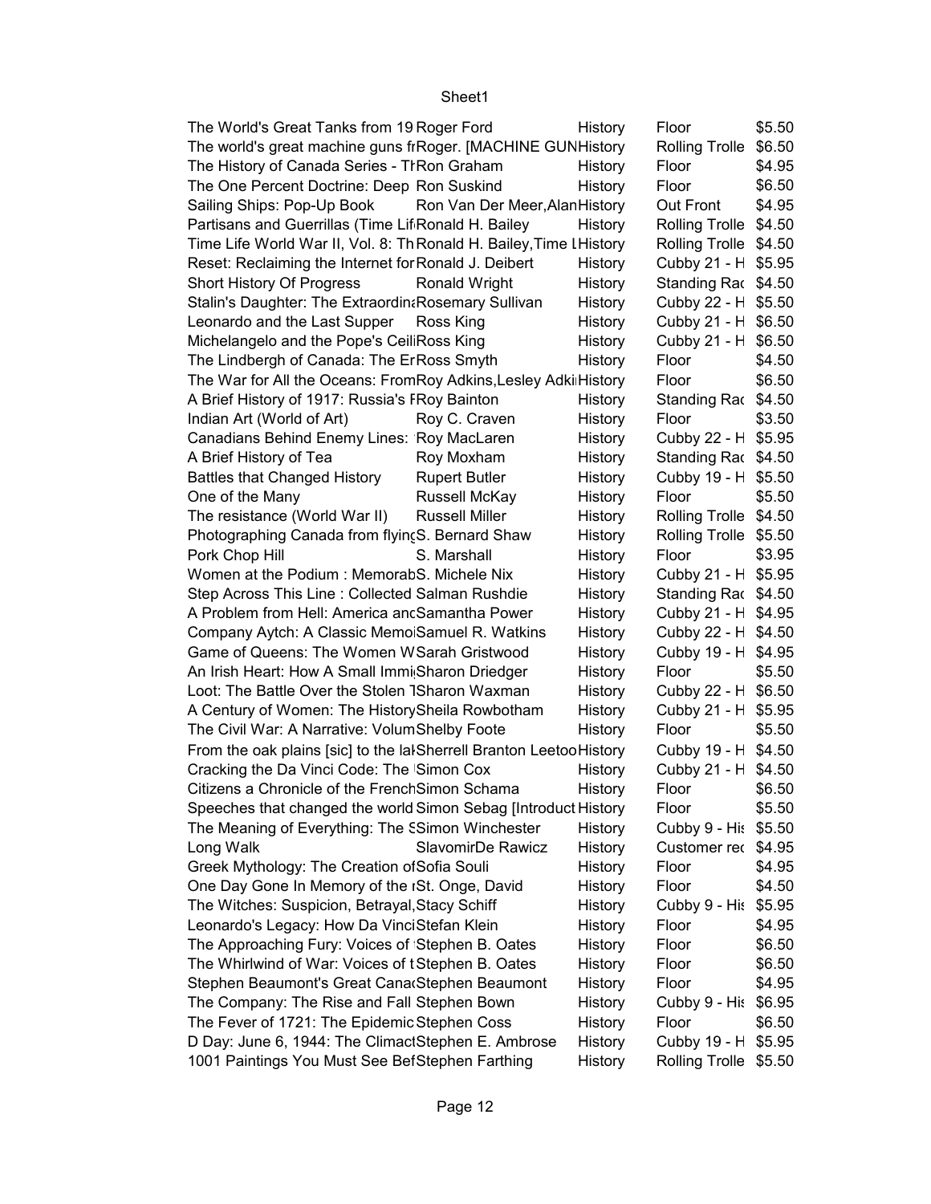| | | | | |
|---|---|---|---|---|
| The World's Great Tanks from 19 | Roger Ford | History | Floor | $5.50 |
| The world's great machine guns fr | Roger. [MACHINE GUN | History | Rolling Trolle | $6.50 |
| The History of Canada Series - Th | Ron Graham | History | Floor | $4.95 |
| The One Percent Doctrine: Deep | Ron Suskind | History | Floor | $6.50 |
| Sailing Ships: Pop-Up Book | Ron Van Der Meer,Alan | History | Out Front | $4.95 |
| Partisans and Guerrillas (Time Lif | Ronald H. Bailey | History | Rolling Trolle | $4.50 |
| Time Life World War II, Vol. 8: Th | Ronald H. Bailey,Time L | History | Rolling Trolle | $4.50 |
| Reset: Reclaiming the Internet for | Ronald J. Deibert | History | Cubby 21 - H | $5.95 |
| Short History Of Progress | Ronald Wright | History | Standing Rac | $4.50 |
| Stalin's Daughter: The Extraordina | Rosemary Sullivan | History | Cubby 22 - H | $5.50 |
| Leonardo and the Last Supper | Ross King | History | Cubby 21 - H | $6.50 |
| Michelangelo and the Pope's Ceili | Ross King | History | Cubby 21 - H | $6.50 |
| The Lindbergh of Canada: The Er | Ross Smyth | History | Floor | $4.50 |
| The War for All the Oceans: From | Roy Adkins,Lesley Adki | History | Floor | $6.50 |
| A Brief History of 1917: Russia's F | Roy Bainton | History | Standing Rac | $4.50 |
| Indian Art (World of Art) | Roy C. Craven | History | Floor | $3.50 |
| Canadians Behind Enemy Lines: | Roy MacLaren | History | Cubby 22 - H | $5.95 |
| A Brief History of Tea | Roy Moxham | History | Standing Rac | $4.50 |
| Battles that Changed History | Rupert Butler | History | Cubby 19 - H | $5.50 |
| One of the Many | Russell McKay | History | Floor | $5.50 |
| The resistance (World War II) | Russell Miller | History | Rolling Trolle | $4.50 |
| Photographing Canada from flying | S. Bernard Shaw | History | Rolling Trolle | $5.50 |
| Pork Chop Hill | S. Marshall | History | Floor | $3.95 |
| Women at the Podium : Memorab | S. Michele Nix | History | Cubby 21 - H | $5.95 |
| Step Across This Line : Collected | Salman Rushdie | History | Standing Rac | $4.50 |
| A Problem from Hell: America and | Samantha Power | History | Cubby 21 - H | $4.95 |
| Company Aytch: A Classic Memo | Samuel R. Watkins | History | Cubby 22 - H | $4.50 |
| Game of Queens: The Women W | Sarah Gristwood | History | Cubby 19 - H | $4.95 |
| An Irish Heart: How A Small Immi | Sharon Driedger | History | Floor | $5.50 |
| Loot: The Battle Over the Stolen T | Sharon Waxman | History | Cubby 22 - H | $6.50 |
| A Century of Women: The History | Sheila Rowbotham | History | Cubby 21 - H | $5.95 |
| The Civil War: A Narrative: Volum | Shelby Foote | History | Floor | $5.50 |
| From the oak plains [sic] to the lal | Sherrell Branton Leetoo | History | Cubby 19 - H | $4.50 |
| Cracking the Da Vinci Code: The | Simon Cox | History | Cubby 21 - H | $4.50 |
| Citizens a Chronicle of the French | Simon Schama | History | Floor | $6.50 |
| Speeches that changed the world | Simon Sebag [Introduct | History | Floor | $5.50 |
| The Meaning of Everything: The S | Simon Winchester | History | Cubby 9 - His | $5.50 |
| Long Walk | SlavomirDe Rawicz | History | Customer rec | $4.95 |
| Greek Mythology: The Creation of | Sofia Souli | History | Floor | $4.95 |
| One Day Gone In Memory of the | St. Onge, David | History | Floor | $4.50 |
| The Witches: Suspicion, Betrayal, | Stacy Schiff | History | Cubby 9 - His | $5.95 |
| Leonardo's Legacy: How Da Vinci | Stefan Klein | History | Floor | $4.95 |
| The Approaching Fury: Voices of | Stephen B. Oates | History | Floor | $6.50 |
| The Whirlwind of War: Voices of t | Stephen B. Oates | History | Floor | $6.50 |
| Stephen Beaumont's Great Canad | Stephen Beaumont | History | Floor | $4.95 |
| The Company: The Rise and Fall | Stephen Bown | History | Cubby 9 - His | $6.95 |
| The Fever of 1721: The Epidemic | Stephen Coss | History | Floor | $6.50 |
| D Day: June 6, 1944: The Climact | Stephen E. Ambrose | History | Cubby 19 - H | $5.95 |
| 1001 Paintings You Must See Bef | Stephen Farthing | History | Rolling Trolle | $5.50 |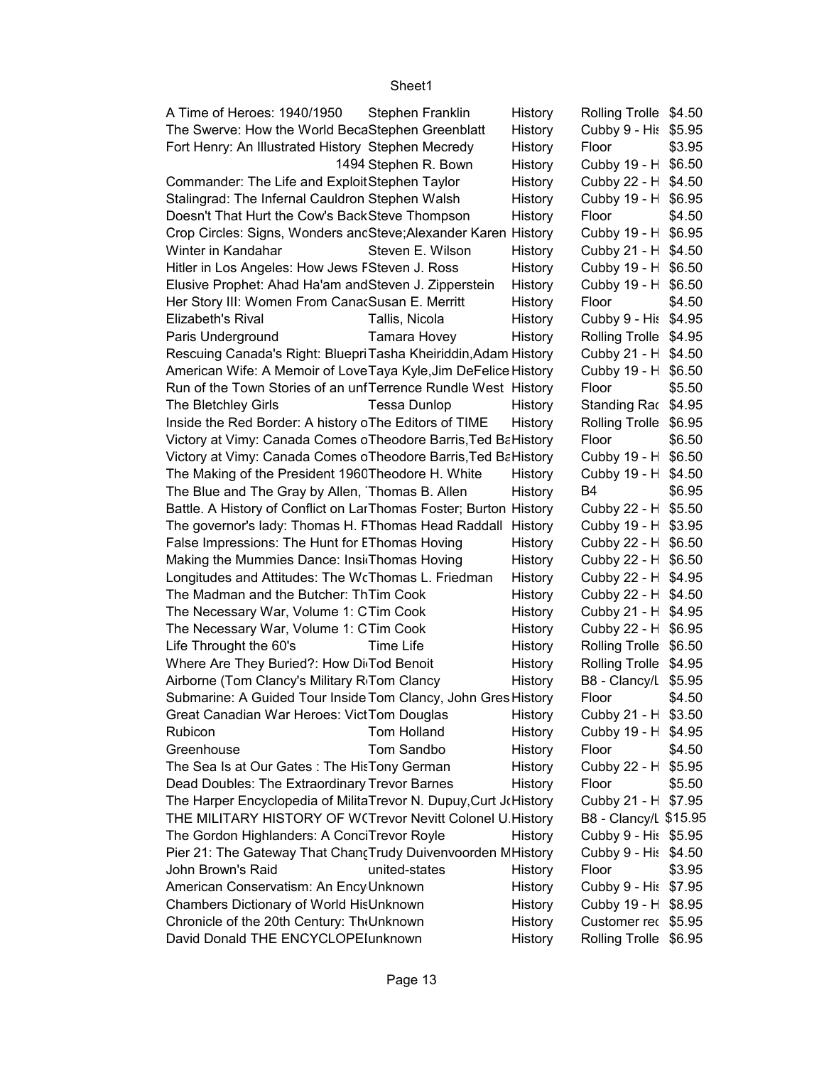| | | | | |
|---|---|---|---|---|
| A Time of Heroes: 1940/1950 | Stephen Franklin | History | Rolling Trolle | $4.50 |
| The Swerve: How the World Beca | Stephen Greenblatt | History | Cubby 9 - His | $5.95 |
| Fort Henry: An Illustrated History | Stephen Mecredy | History | Floor | $3.95 |
| 1494 | Stephen R. Bown | History | Cubby 19 - H | $6.50 |
| Commander: The Life and Exploit | Stephen Taylor | History | Cubby 22 - H | $4.50 |
| Stalingrad: The Infernal Cauldron | Stephen Walsh | History | Cubby 19 - H | $6.95 |
| Doesn't That Hurt the Cow's Back | Steve Thompson | History | Floor | $4.50 |
| Crop Circles: Signs, Wonders anc | Steve;Alexander Karen | History | Cubby 19 - H | $6.95 |
| Winter in Kandahar | Steven E. Wilson | History | Cubby 21 - H | $4.50 |
| Hitler in Los Angeles: How Jews F | Steven J. Ross | History | Cubby 19 - H | $6.50 |
| Elusive Prophet: Ahad Ha'am and | Steven J. Zipperstein | History | Cubby 19 - H | $6.50 |
| Her Story III: Women From Canac | Susan E. Merritt | History | Floor | $4.50 |
| Elizabeth's Rival | Tallis, Nicola | History | Cubby 9 - His | $4.95 |
| Paris Underground | Tamara Hovey | History | Rolling Trolle | $4.95 |
| Rescuing Canada's Right: Bluepri | Tasha Kheiriddin,Adam | History | Cubby 21 - H | $4.50 |
| American Wife: A Memoir of Love | Taya Kyle,Jim DeFelice | History | Cubby 19 - H | $6.50 |
| Run of the Town Stories of an unf | Terrence Rundle West | History | Floor | $5.50 |
| The Bletchley Girls | Tessa Dunlop | History | Standing Rac | $4.95 |
| Inside the Red Border: A history o | The Editors of TIME | History | Rolling Trolle | $6.95 |
| Victory at Vimy: Canada Comes o | Theodore Barris,Ted Ba | History | Floor | $6.50 |
| Victory at Vimy: Canada Comes o | Theodore Barris,Ted Ba | History | Cubby 19 - H | $6.50 |
| The Making of the President 1960 | Theodore H. White | History | Cubby 19 - H | $4.50 |
| The Blue and The Gray by Allen, ' | Thomas B. Allen | History | B4 | $6.95 |
| Battle. A History of Conflict on Lar | Thomas Foster; Burton | History | Cubby 22 - H | $5.50 |
| The governor's lady: Thomas H. F | Thomas Head Raddall | History | Cubby 19 - H | $3.95 |
| False Impressions: The Hunt for E | Thomas Hoving | History | Cubby 22 - H | $6.50 |
| Making the Mummies Dance: Insi | Thomas Hoving | History | Cubby 22 - H | $6.50 |
| Longitudes and Attitudes: The Wc | Thomas L. Friedman | History | Cubby 22 - H | $4.95 |
| The Madman and the Butcher: Th | Tim Cook | History | Cubby 22 - H | $4.50 |
| The Necessary War, Volume 1: C | Tim Cook | History | Cubby 21 - H | $4.95 |
| The Necessary War, Volume 1: C | Tim Cook | History | Cubby 22 - H | $6.95 |
| Life Throught the 60's | Time Life | History | Rolling Trolle | $6.50 |
| Where Are They Buried?: How Di | Tod Benoit | History | Rolling Trolle | $4.95 |
| Airborne (Tom Clancy's Military R | Tom Clancy | History | B8 - Clancy/L | $5.95 |
| Submarine: A Guided Tour Inside | Tom Clancy, John Gres | History | Floor | $4.50 |
| Great Canadian War Heroes: Vict | Tom Douglas | History | Cubby 21 - H | $3.50 |
| Rubicon | Tom Holland | History | Cubby 19 - H | $4.95 |
| Greenhouse | Tom Sandbo | History | Floor | $4.50 |
| The Sea Is at Our Gates : The His | Tony German | History | Cubby 22 - H | $5.95 |
| Dead Doubles: The Extraordinary | Trevor Barnes | History | Floor | $5.50 |
| The Harper Encyclopedia of Milita | Trevor N. Dupuy,Curt Jo | History | Cubby 21 - H | $7.95 |
| THE MILITARY HISTORY OF WC | Trevor Nevitt Colonel U. | History | B8 - Clancy/L | $15.95 |
| The Gordon Highlanders: A Conci | Trevor Royle | History | Cubby 9 - His | $5.95 |
| Pier 21: The Gateway That Chang | Trudy Duivenvoorden M | History | Cubby 9 - His | $4.50 |
| John Brown's Raid | united-states | History | Floor | $3.95 |
| American Conservatism: An Ency | Unknown | History | Cubby 9 - His | $7.95 |
| Chambers Dictionary of World His | Unknown | History | Cubby 19 - H | $8.95 |
| Chronicle of the 20th Century: Th | Unknown | History | Customer rec | $5.95 |
| David Donald THE ENCYCLOPE | unknown | History | Rolling Trolle | $6.95 |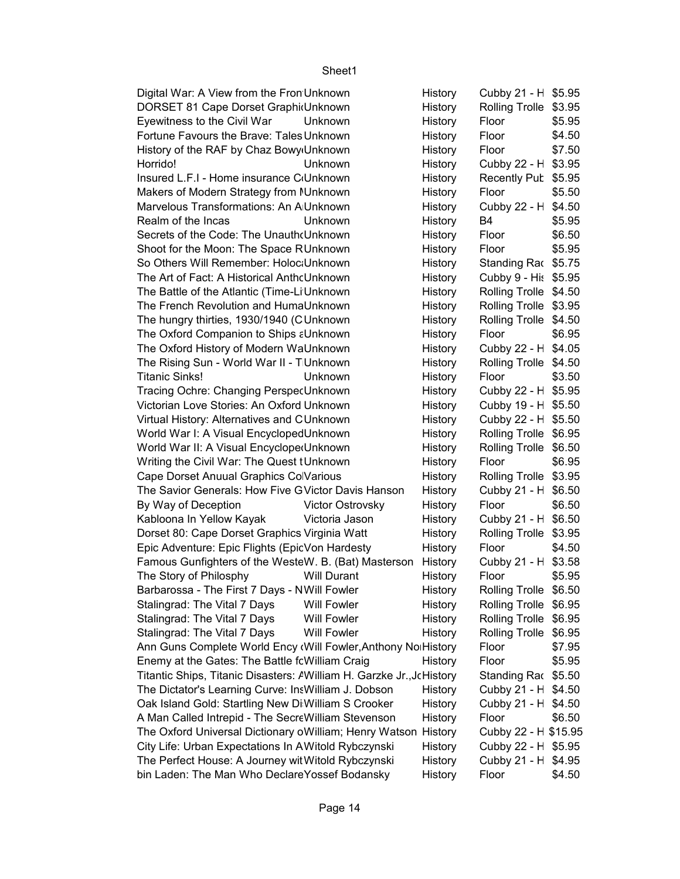| | | | | |
|---|---|---|---|---|
| Digital War: A View from the Fron | Unknown | History | Cubby 21 - H | $5.95 |
| DORSET 81 Cape Dorset Graphic | Unknown | History | Rolling Trolle | $3.95 |
| Eyewitness to the Civil War | Unknown | History | Floor | $5.95 |
| Fortune Favours the Brave: Tales | Unknown | History | Floor | $4.50 |
| History of the RAF by Chaz Bowy | Unknown | History | Floor | $7.50 |
| Horrido! | Unknown | History | Cubby 22 - H | $3.95 |
| Insured L.F.I - Home insurance C | Unknown | History | Recently Pub | $5.95 |
| Makers of Modern Strategy from M | Unknown | History | Floor | $5.50 |
| Marvelous Transformations: An A | Unknown | History | Cubby 22 - H | $4.50 |
| Realm of the Incas | Unknown | History | B4 | $5.95 |
| Secrets of the Code: The Unauth | Unknown | History | Floor | $6.50 |
| Shoot for the Moon: The Space R | Unknown | History | Floor | $5.95 |
| So Others Will Remember: Holoc | Unknown | History | Standing Rac | $5.75 |
| The Art of Fact: A Historical Antho | Unknown | History | Cubby 9 - His | $5.95 |
| The Battle of the Atlantic (Time-Li | Unknown | History | Rolling Trolle | $4.50 |
| The French Revolution and Huma | Unknown | History | Rolling Trolle | $3.95 |
| The hungry thirties, 1930/1940 (C | Unknown | History | Rolling Trolle | $4.50 |
| The Oxford Companion to Ships a | Unknown | History | Floor | $6.95 |
| The Oxford History of Modern Wa | Unknown | History | Cubby 22 - H | $4.05 |
| The Rising Sun - World War II - T | Unknown | History | Rolling Trolle | $4.50 |
| Titanic Sinks! | Unknown | History | Floor | $3.50 |
| Tracing Ochre: Changing Perspec | Unknown | History | Cubby 22 - H | $5.95 |
| Victorian Love Stories: An Oxford | Unknown | History | Cubby 19 - H | $5.50 |
| Virtual History: Alternatives and C | Unknown | History | Cubby 22 - H | $5.50 |
| World War I: A Visual Encycloped | Unknown | History | Rolling Trolle | $6.95 |
| World War II: A Visual Encyclope | Unknown | History | Rolling Trolle | $6.50 |
| Writing the Civil War: The Quest t | Unknown | History | Floor | $6.95 |
| Cape Dorset Anuual Graphics Col | Various | History | Rolling Trolle | $3.95 |
| The Savior Generals: How Five G | Victor Davis Hanson | History | Cubby 21 - H | $6.50 |
| By Way of Deception | Victor Ostrovsky | History | Floor | $6.50 |
| Kabloona In Yellow Kayak | Victoria Jason | History | Cubby 21 - H | $6.50 |
| Dorset 80: Cape Dorset Graphics | Virginia Watt | History | Rolling Trolle | $3.95 |
| Epic Adventure: Epic Flights (Epic | Von Hardesty | History | Floor | $4.50 |
| Famous Gunfighters of the Weste | W. B. (Bat) Masterson | History | Cubby 21 - H | $3.58 |
| The Story of Philosphy | Will Durant | History | Floor | $5.95 |
| Barbarossa - The First 7 Days - N | Will Fowler | History | Rolling Trolle | $6.50 |
| Stalingrad: The Vital 7 Days | Will Fowler | History | Rolling Trolle | $6.95 |
| Stalingrad: The Vital 7 Days | Will Fowler | History | Rolling Trolle | $6.95 |
| Stalingrad: The Vital 7 Days | Will Fowler | History | Rolling Trolle | $6.95 |
| Ann Guns Complete World Ency ( | Will Fowler,Anthony No | History | Floor | $7.95 |
| Enemy at the Gates: The Battle fo | William Craig | History | Floor | $5.95 |
| Titantic Ships, Titanic Disasters: A | William H. Garzke Jr.,Jo | History | Standing Rac | $5.50 |
| The Dictator's Learning Curve: Ins | William J. Dobson | History | Cubby 21 - H | $4.50 |
| Oak Island Gold: Startling New Di | William S Crooker | History | Cubby 21 - H | $4.50 |
| A Man Called Intrepid - The Secre | William Stevenson | History | Floor | $6.50 |
| The Oxford Universal Dictionary o | William; Henry Watson | History | Cubby 22 - H | $15.95 |
| City Life: Urban Expectations In A | Witold Rybczynski | History | Cubby 22 - H | $5.95 |
| The Perfect House: A Journey wit | Witold Rybczynski | History | Cubby 21 - H | $4.95 |
| bin Laden: The Man Who Declare | Yossef Bodansky | History | Floor | $4.50 |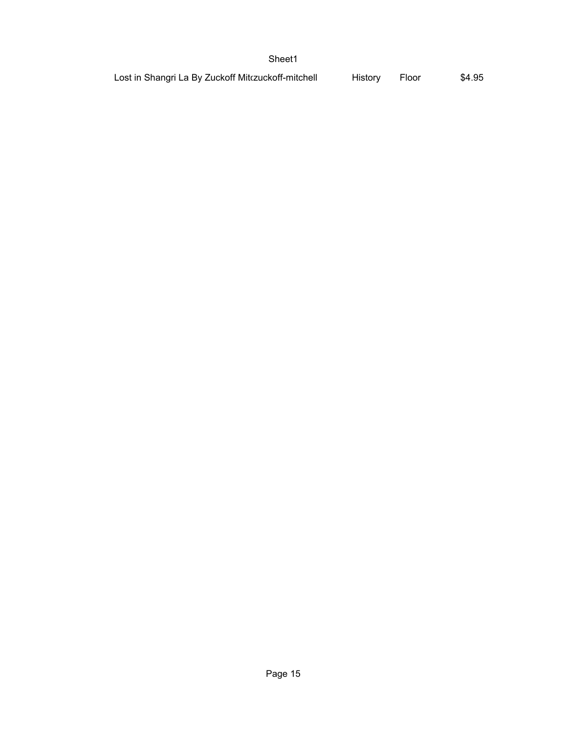| | | | | |
|---|---|---|---|---|
| Lost in Shangri La By Zuckoff Mitc | zuckoff-mitchell | History | Floor | $4.95 |